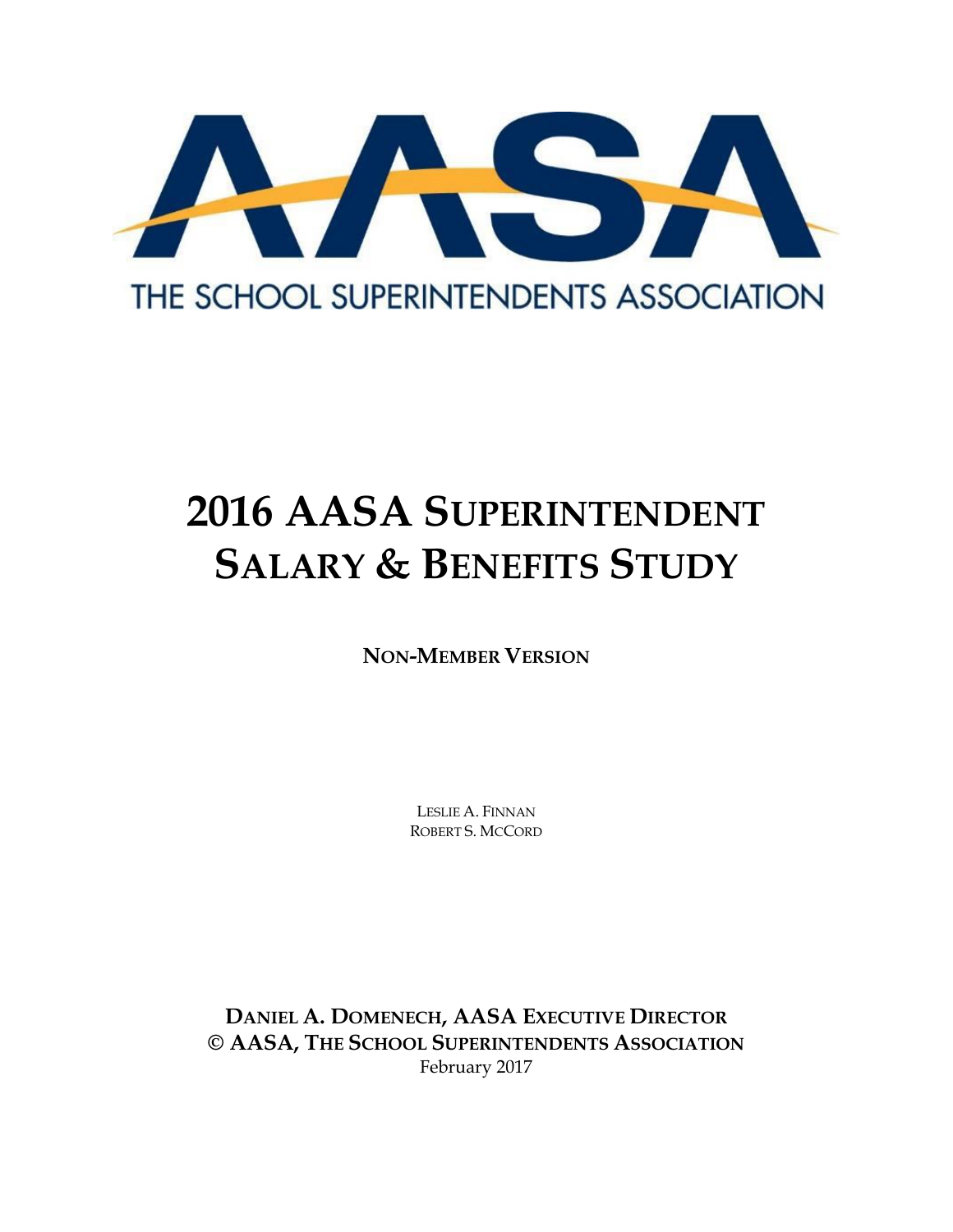AASA

THE SCHOOL SUPERINTENDENTS ASSOCIATION

# 2016 AASA Superintendent Salary & Benefits Study

**Non-Member Version**

Leslie A. Finnan
Robert S. McCord

**Daniel A. Domenech, AASA Executive Director**
**© AASA, The School Superintendents Association**
February 2017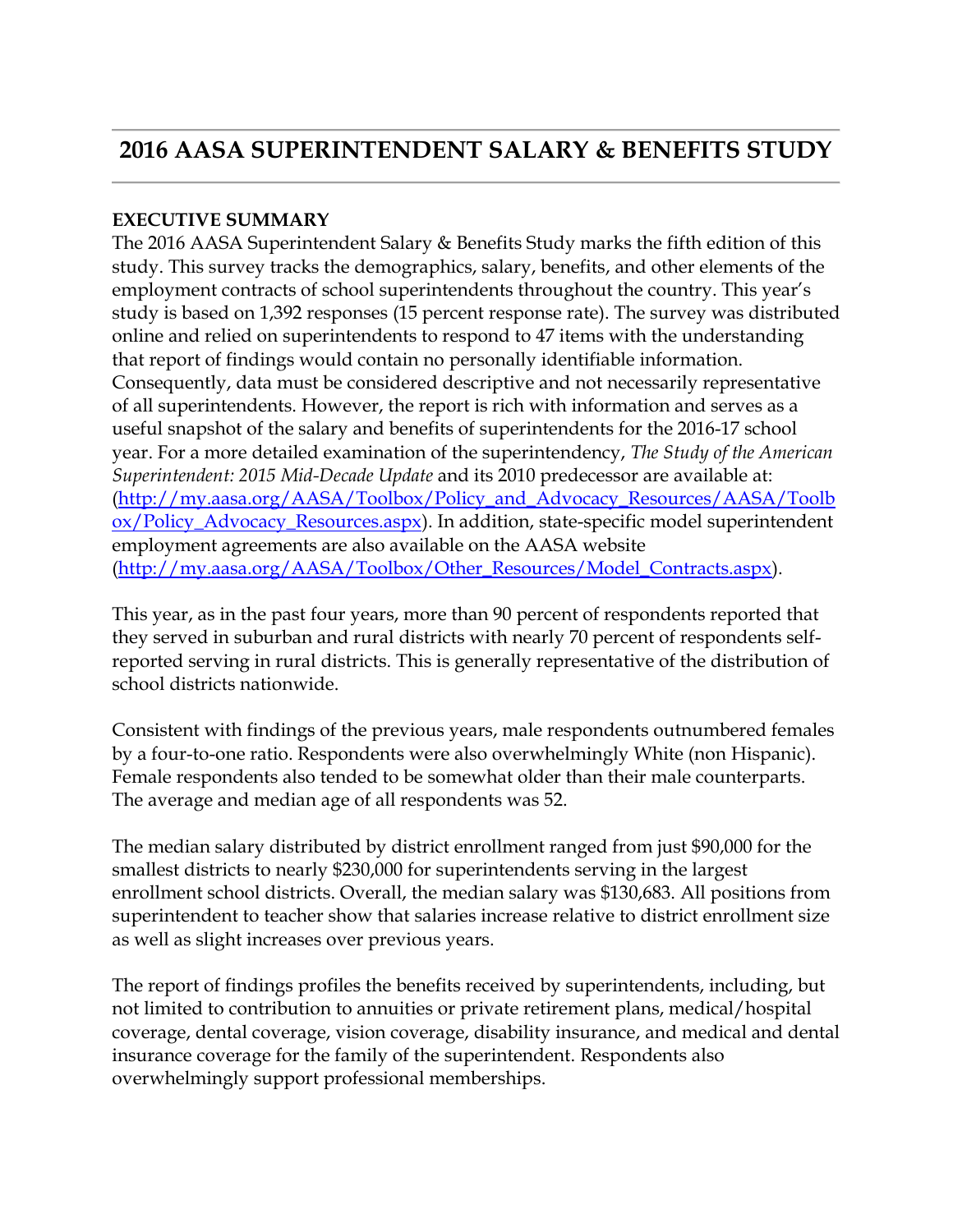# 2016 AASA SUPERINTENDENT SALARY & BENEFITS STUDY

**EXECUTIVE SUMMARY**

The 2016 AASA Superintendent Salary & Benefits Study marks the fifth edition of this study. This survey tracks the demographics, salary, benefits, and other elements of the employment contracts of school superintendents throughout the country. This year's study is based on 1,392 responses (15 percent response rate). The survey was distributed online and relied on superintendents to respond to 47 items with the understanding that report of findings would contain no personally identifiable information. Consequently, data must be considered descriptive and not necessarily representative of all superintendents. However, the report is rich with information and serves as a useful snapshot of the salary and benefits of superintendents for the 2016-17 school year. For a more detailed examination of the superintendency, *The Study of the American Superintendent: 2015 Mid-Decade Update* and its 2010 predecessor are available at: (http://my.aasa.org/AASA/Toolbox/Policy_and_Advocacy_Resources/AASA/Toolbox/Policy_Advocacy_Resources.aspx). In addition, state-specific model superintendent employment agreements are also available on the AASA website (http://my.aasa.org/AASA/Toolbox/Other_Resources/Model_Contracts.aspx).

This year, as in the past four years, more than 90 percent of respondents reported that they served in suburban and rural districts with nearly 70 percent of respondents self-reported serving in rural districts. This is generally representative of the distribution of school districts nationwide.

Consistent with findings of the previous years, male respondents outnumbered females by a four-to-one ratio. Respondents were also overwhelmingly White (non Hispanic). Female respondents also tended to be somewhat older than their male counterparts. The average and median age of all respondents was 52.

The median salary distributed by district enrollment ranged from just $90,000 for the smallest districts to nearly $230,000 for superintendents serving in the largest enrollment school districts. Overall, the median salary was $130,683. All positions from superintendent to teacher show that salaries increase relative to district enrollment size as well as slight increases over previous years.

The report of findings profiles the benefits received by superintendents, including, but not limited to contribution to annuities or private retirement plans, medical/hospital coverage, dental coverage, vision coverage, disability insurance, and medical and dental insurance coverage for the family of the superintendent. Respondents also overwhelmingly support professional memberships.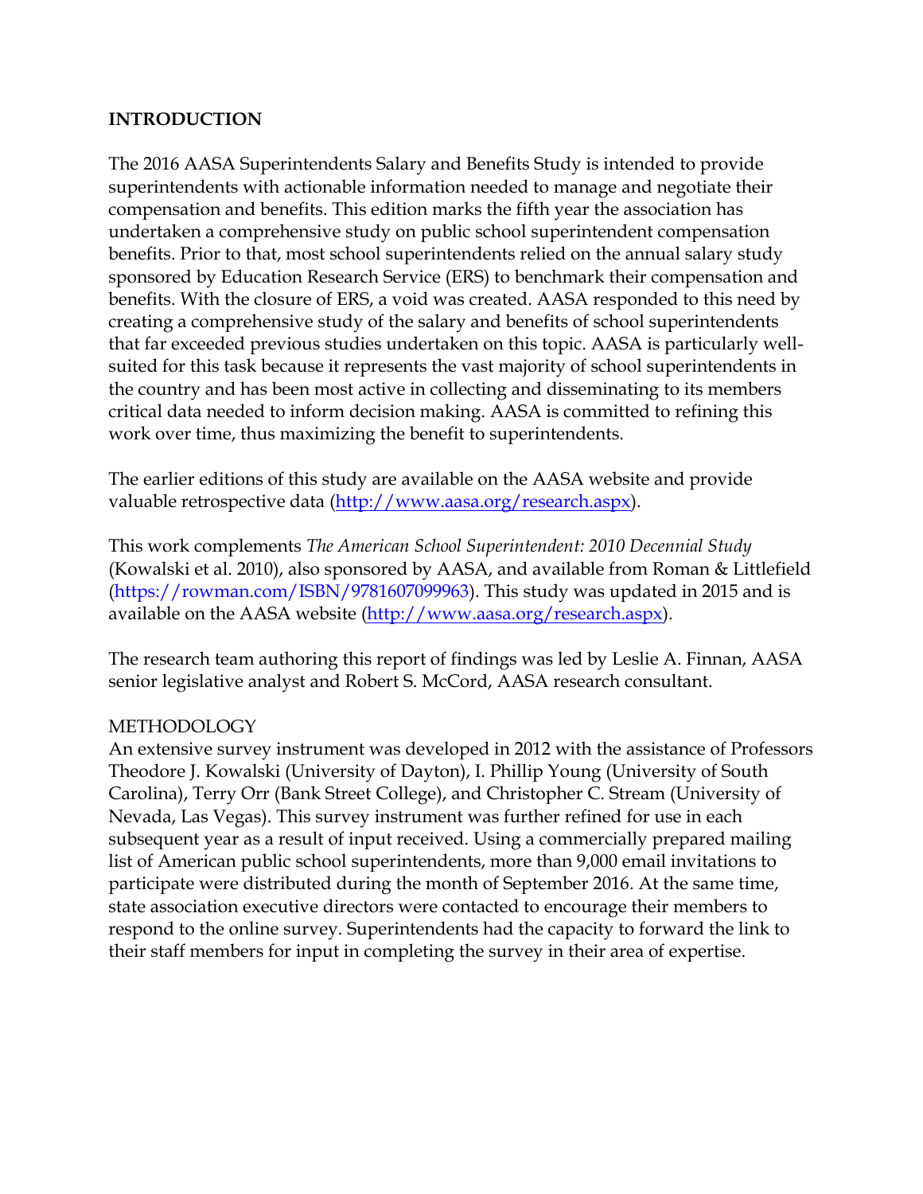## INTRODUCTION

The 2016 AASA Superintendents Salary and Benefits Study is intended to provide superintendents with actionable information needed to manage and negotiate their compensation and benefits. This edition marks the fifth year the association has undertaken a comprehensive study on public school superintendent compensation benefits. Prior to that, most school superintendents relied on the annual salary study sponsored by Education Research Service (ERS) to benchmark their compensation and benefits. With the closure of ERS, a void was created. AASA responded to this need by creating a comprehensive study of the salary and benefits of school superintendents that far exceeded previous studies undertaken on this topic. AASA is particularly well-suited for this task because it represents the vast majority of school superintendents in the country and has been most active in collecting and disseminating to its members critical data needed to inform decision making. AASA is committed to refining this work over time, thus maximizing the benefit to superintendents.

The earlier editions of this study are available on the AASA website and provide valuable retrospective data (http://www.aasa.org/research.aspx).

This work complements *The American School Superintendent: 2010 Decennial Study* (Kowalski et al. 2010), also sponsored by AASA, and available from Roman & Littlefield (https://rowman.com/ISBN/9781607099963). This study was updated in 2015 and is available on the AASA website (http://www.aasa.org/research.aspx).

The research team authoring this report of findings was led by Leslie A. Finnan, AASA senior legislative analyst and Robert S. McCord, AASA research consultant.

### METHODOLOGY

An extensive survey instrument was developed in 2012 with the assistance of Professors Theodore J. Kowalski (University of Dayton), I. Phillip Young (University of South Carolina), Terry Orr (Bank Street College), and Christopher C. Stream (University of Nevada, Las Vegas). This survey instrument was further refined for use in each subsequent year as a result of input received. Using a commercially prepared mailing list of American public school superintendents, more than 9,000 email invitations to participate were distributed during the month of September 2016. At the same time, state association executive directors were contacted to encourage their members to respond to the online survey. Superintendents had the capacity to forward the link to their staff members for input in completing the survey in their area of expertise.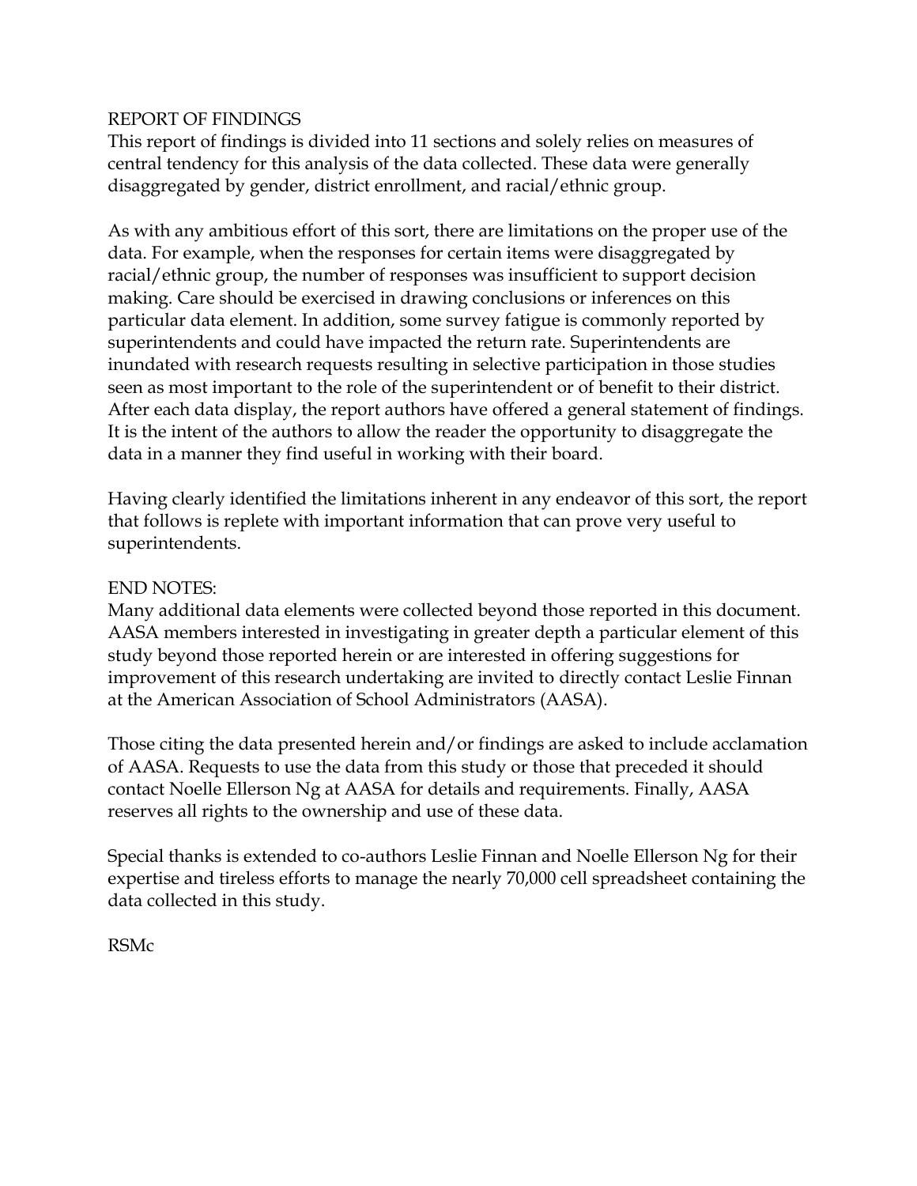## REPORT OF FINDINGS

This report of findings is divided into 11 sections and solely relies on measures of central tendency for this analysis of the data collected. These data were generally disaggregated by gender, district enrollment, and racial/ethnic group.

As with any ambitious effort of this sort, there are limitations on the proper use of the data. For example, when the responses for certain items were disaggregated by racial/ethnic group, the number of responses was insufficient to support decision making. Care should be exercised in drawing conclusions or inferences on this particular data element. In addition, some survey fatigue is commonly reported by superintendents and could have impacted the return rate. Superintendents are inundated with research requests resulting in selective participation in those studies seen as most important to the role of the superintendent or of benefit to their district. After each data display, the report authors have offered a general statement of findings. It is the intent of the authors to allow the reader the opportunity to disaggregate the data in a manner they find useful in working with their board.

Having clearly identified the limitations inherent in any endeavor of this sort, the report that follows is replete with important information that can prove very useful to superintendents.

## END NOTES:

Many additional data elements were collected beyond those reported in this document. AASA members interested in investigating in greater depth a particular element of this study beyond those reported herein or are interested in offering suggestions for improvement of this research undertaking are invited to directly contact Leslie Finnan at the American Association of School Administrators (AASA).

Those citing the data presented herein and/or findings are asked to include acclamation of AASA. Requests to use the data from this study or those that preceded it should contact Noelle Ellerson Ng at AASA for details and requirements. Finally, AASA reserves all rights to the ownership and use of these data.

Special thanks is extended to co-authors Leslie Finnan and Noelle Ellerson Ng for their expertise and tireless efforts to manage the nearly 70,000 cell spreadsheet containing the data collected in this study.

RSMc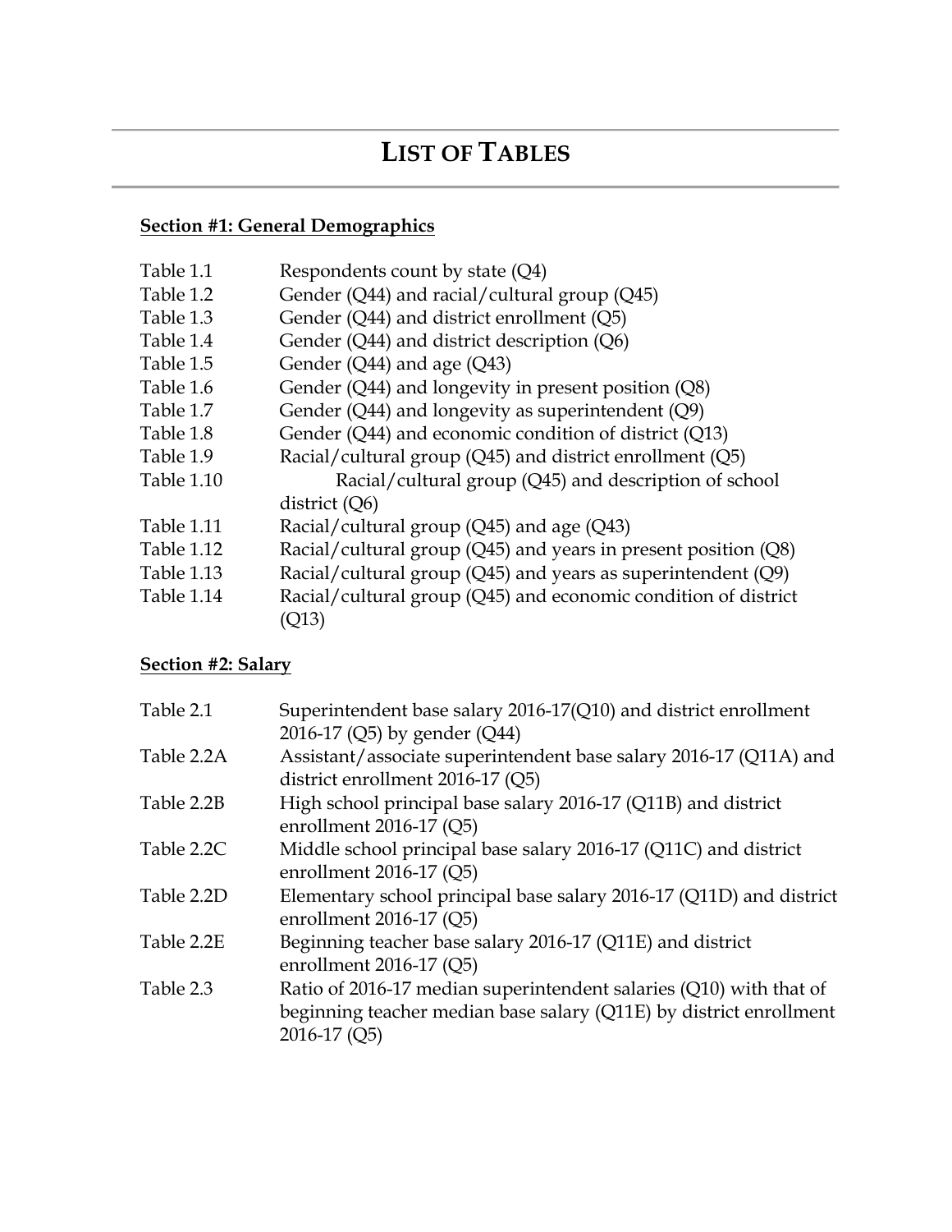# LIST OF TABLES

**Section #1: General Demographics**

| | |
|---|---|
| Table 1.1 | Respondents count by state (Q4) |
| Table 1.2 | Gender (Q44) and racial/cultural group (Q45) |
| Table 1.3 | Gender (Q44) and district enrollment (Q5) |
| Table 1.4 | Gender (Q44) and district description (Q6) |
| Table 1.5 | Gender (Q44) and age (Q43) |
| Table 1.6 | Gender (Q44) and longevity in present position (Q8) |
| Table 1.7 | Gender (Q44) and longevity as superintendent (Q9) |
| Table 1.8 | Gender (Q44) and economic condition of district (Q13) |
| Table 1.9 | Racial/cultural group (Q45) and district enrollment (Q5) |
| Table 1.10 | Racial/cultural group (Q45) and description of school district (Q6) |
| Table 1.11 | Racial/cultural group (Q45) and age (Q43) |
| Table 1.12 | Racial/cultural group (Q45) and years in present position (Q8) |
| Table 1.13 | Racial/cultural group (Q45) and years as superintendent (Q9) |
| Table 1.14 | Racial/cultural group (Q45) and economic condition of district (Q13) |

**Section #2: Salary**

| | |
|---|---|
| Table 2.1 | Superintendent base salary 2016-17(Q10) and district enrollment 2016-17 (Q5) by gender (Q44) |
| Table 2.2A | Assistant/associate superintendent base salary 2016-17 (Q11A) and district enrollment 2016-17 (Q5) |
| Table 2.2B | High school principal base salary 2016-17 (Q11B) and district enrollment 2016-17 (Q5) |
| Table 2.2C | Middle school principal base salary 2016-17 (Q11C) and district enrollment 2016-17 (Q5) |
| Table 2.2D | Elementary school principal base salary 2016-17 (Q11D) and district enrollment 2016-17 (Q5) |
| Table 2.2E | Beginning teacher base salary 2016-17 (Q11E) and district enrollment 2016-17 (Q5) |
| Table 2.3 | Ratio of 2016-17 median superintendent salaries (Q10) with that of beginning teacher median base salary (Q11E) by district enrollment 2016-17 (Q5) |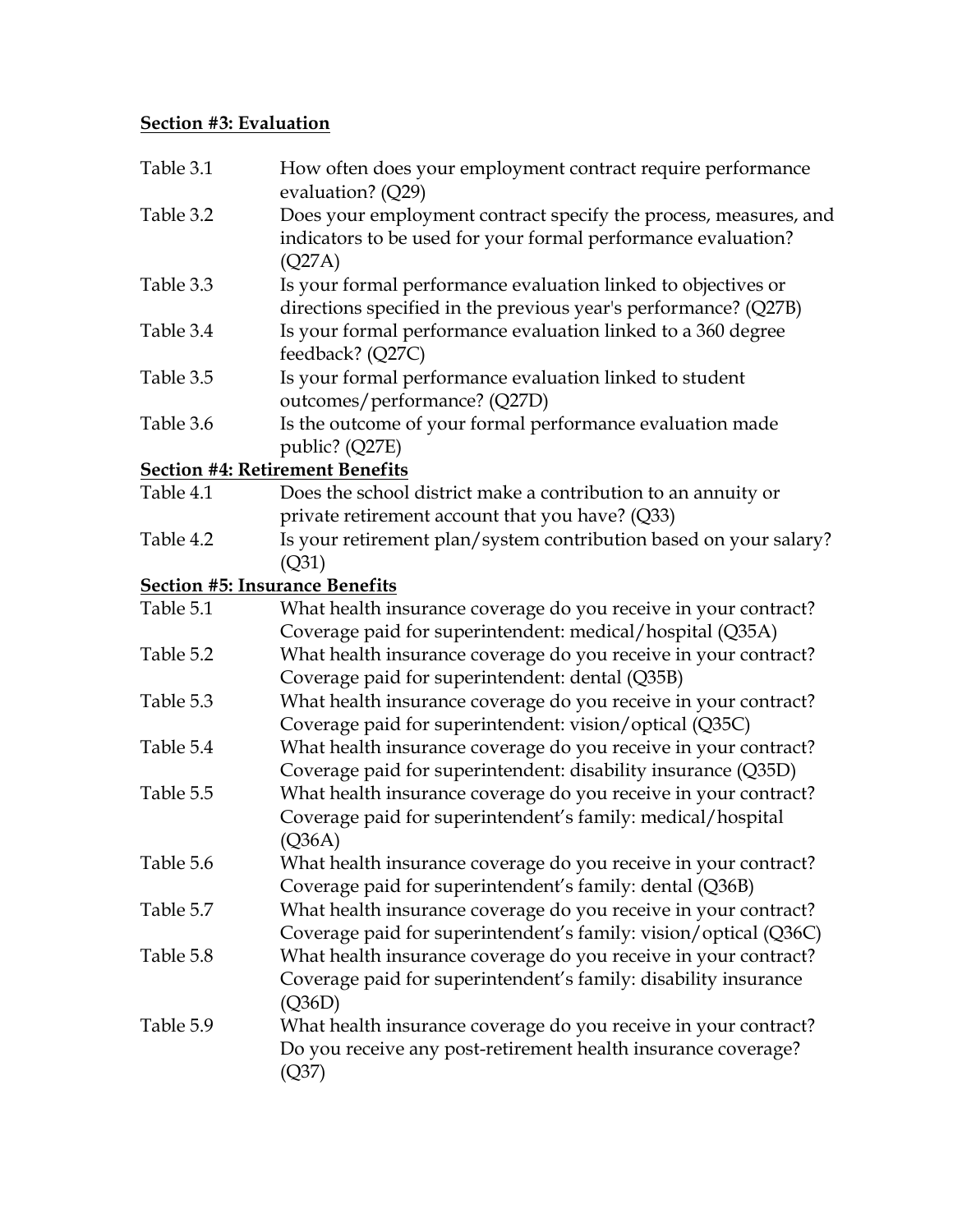**Section #3: Evaluation**

| | |
|---|---|
| Table 3.1 | How often does your employment contract require performance evaluation? (Q29) |
| Table 3.2 | Does your employment contract specify the process, measures, and indicators to be used for your formal performance evaluation? (Q27A) |
| Table 3.3 | Is your formal performance evaluation linked to objectives or directions specified in the previous year's performance? (Q27B) |
| Table 3.4 | Is your formal performance evaluation linked to a 360 degree feedback? (Q27C) |
| Table 3.5 | Is your formal performance evaluation linked to student outcomes/performance? (Q27D) |
| Table 3.6 | Is the outcome of your formal performance evaluation made public? (Q27E) |

**Section #4: Retirement Benefits**

| | |
|---|---|
| Table 4.1 | Does the school district make a contribution to an annuity or private retirement account that you have? (Q33) |
| Table 4.2 | Is your retirement plan/system contribution based on your salary? (Q31) |

**Section #5: Insurance Benefits**

| | |
|---|---|
| Table 5.1 | What health insurance coverage do you receive in your contract? Coverage paid for superintendent: medical/hospital (Q35A) |
| Table 5.2 | What health insurance coverage do you receive in your contract? Coverage paid for superintendent: dental (Q35B) |
| Table 5.3 | What health insurance coverage do you receive in your contract? Coverage paid for superintendent: vision/optical (Q35C) |
| Table 5.4 | What health insurance coverage do you receive in your contract? Coverage paid for superintendent: disability insurance (Q35D) |
| Table 5.5 | What health insurance coverage do you receive in your contract? Coverage paid for superintendent's family: medical/hospital (Q36A) |
| Table 5.6 | What health insurance coverage do you receive in your contract? Coverage paid for superintendent's family: dental (Q36B) |
| Table 5.7 | What health insurance coverage do you receive in your contract? Coverage paid for superintendent's family: vision/optical (Q36C) |
| Table 5.8 | What health insurance coverage do you receive in your contract? Coverage paid for superintendent's family: disability insurance (Q36D) |
| Table 5.9 | What health insurance coverage do you receive in your contract? Do you receive any post-retirement health insurance coverage? (Q37) |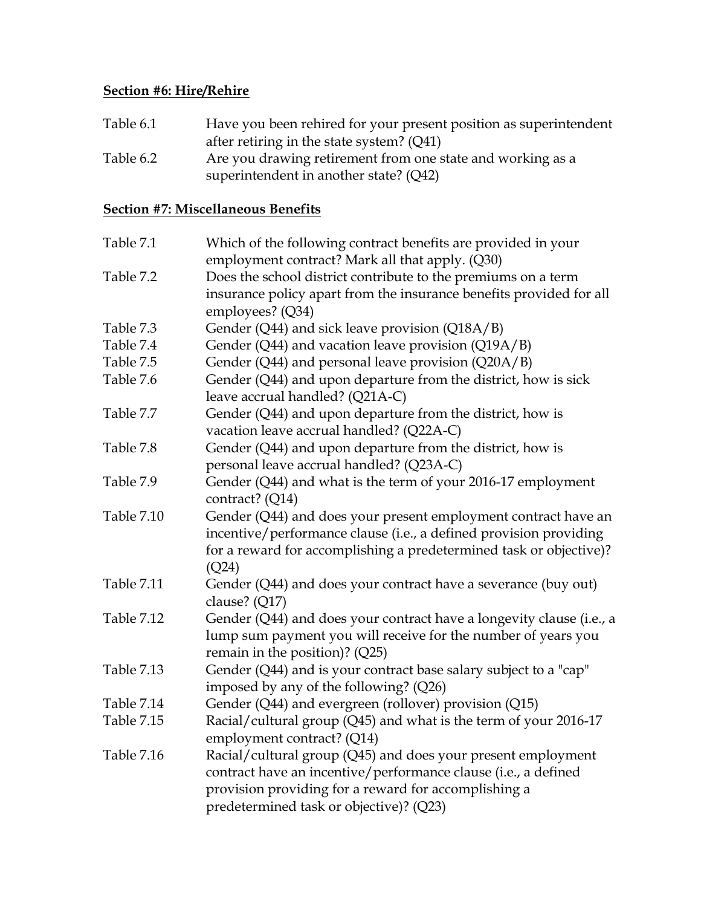**Section #6: Hire/Rehire**

| | |
|---|---|
| Table 6.1 | Have you been rehired for your present position as superintendent after retiring in the state system? (Q41) |
| Table 6.2 | Are you drawing retirement from one state and working as a superintendent in another state? (Q42) |

**Section #7: Miscellaneous Benefits**

| | |
|---|---|
| Table 7.1 | Which of the following contract benefits are provided in your employment contract? Mark all that apply. (Q30) |
| Table 7.2 | Does the school district contribute to the premiums on a term insurance policy apart from the insurance benefits provided for all employees? (Q34) |
| Table 7.3 | Gender (Q44) and sick leave provision (Q18A/B) |
| Table 7.4 | Gender (Q44) and vacation leave provision (Q19A/B) |
| Table 7.5 | Gender (Q44) and personal leave provision (Q20A/B) |
| Table 7.6 | Gender (Q44) and upon departure from the district, how is sick leave accrual handled? (Q21A-C) |
| Table 7.7 | Gender (Q44) and upon departure from the district, how is vacation leave accrual handled? (Q22A-C) |
| Table 7.8 | Gender (Q44) and upon departure from the district, how is personal leave accrual handled? (Q23A-C) |
| Table 7.9 | Gender (Q44) and what is the term of your 2016-17 employment contract? (Q14) |
| Table 7.10 | Gender (Q44) and does your present employment contract have an incentive/performance clause (i.e., a defined provision providing for a reward for accomplishing a predetermined task or objective)? (Q24) |
| Table 7.11 | Gender (Q44) and does your contract have a severance (buy out) clause? (Q17) |
| Table 7.12 | Gender (Q44) and does your contract have a longevity clause (i.e., a lump sum payment you will receive for the number of years you remain in the position)? (Q25) |
| Table 7.13 | Gender (Q44) and is your contract base salary subject to a "cap" imposed by any of the following? (Q26) |
| Table 7.14 | Gender (Q44) and evergreen (rollover) provision (Q15) |
| Table 7.15 | Racial/cultural group (Q45) and what is the term of your 2016-17 employment contract? (Q14) |
| Table 7.16 | Racial/cultural group (Q45) and does your present employment contract have an incentive/performance clause (i.e., a defined provision providing for a reward for accomplishing a predetermined task or objective)? (Q23) |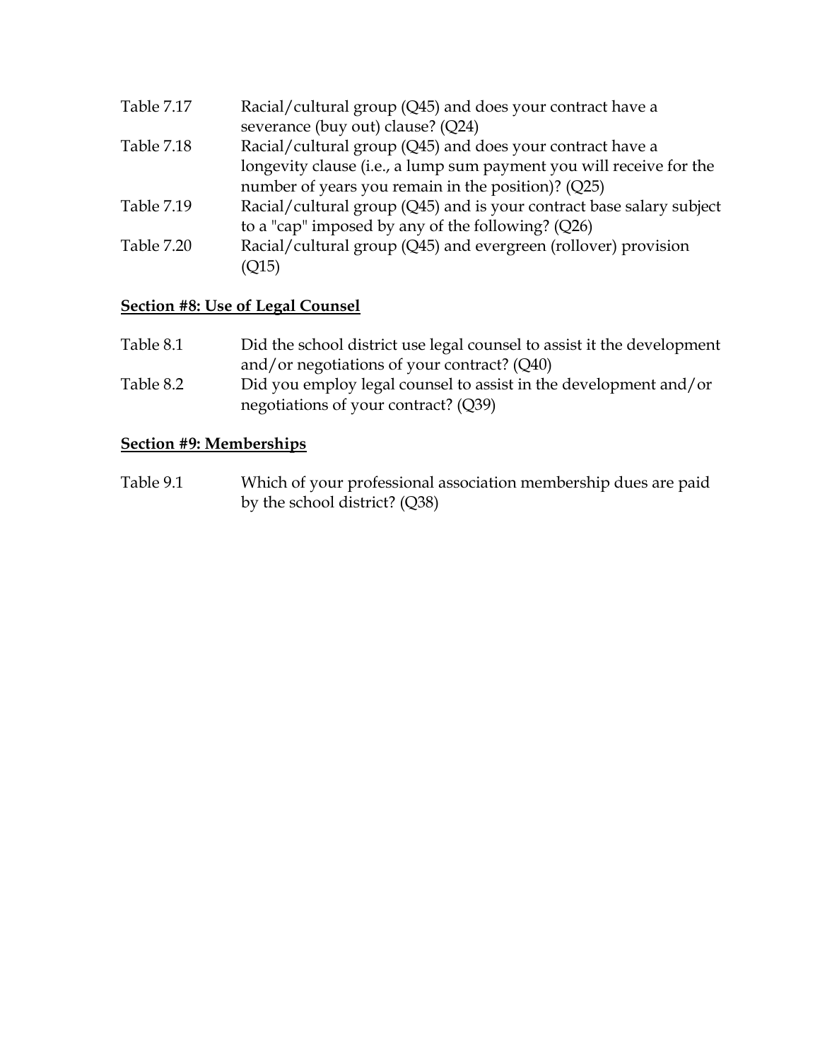| | |
|---|---|
| Table 7.17 | Racial/cultural group (Q45) and does your contract have a severance (buy out) clause? (Q24) |
| Table 7.18 | Racial/cultural group (Q45) and does your contract have a longevity clause (i.e., a lump sum payment you will receive for the number of years you remain in the position)? (Q25) |
| Table 7.19 | Racial/cultural group (Q45) and is your contract base salary subject to a "cap" imposed by any of the following? (Q26) |
| Table 7.20 | Racial/cultural group (Q45) and evergreen (rollover) provision (Q15) |

**Section #8: Use of Legal Counsel**

| | |
|---|---|
| Table 8.1 | Did the school district use legal counsel to assist it the development and/or negotiations of your contract? (Q40) |
| Table 8.2 | Did you employ legal counsel to assist in the development and/or negotiations of your contract? (Q39) |

**Section #9: Memberships**

| | |
|---|---|
| Table 9.1 | Which of your professional association membership dues are paid by the school district? (Q38) |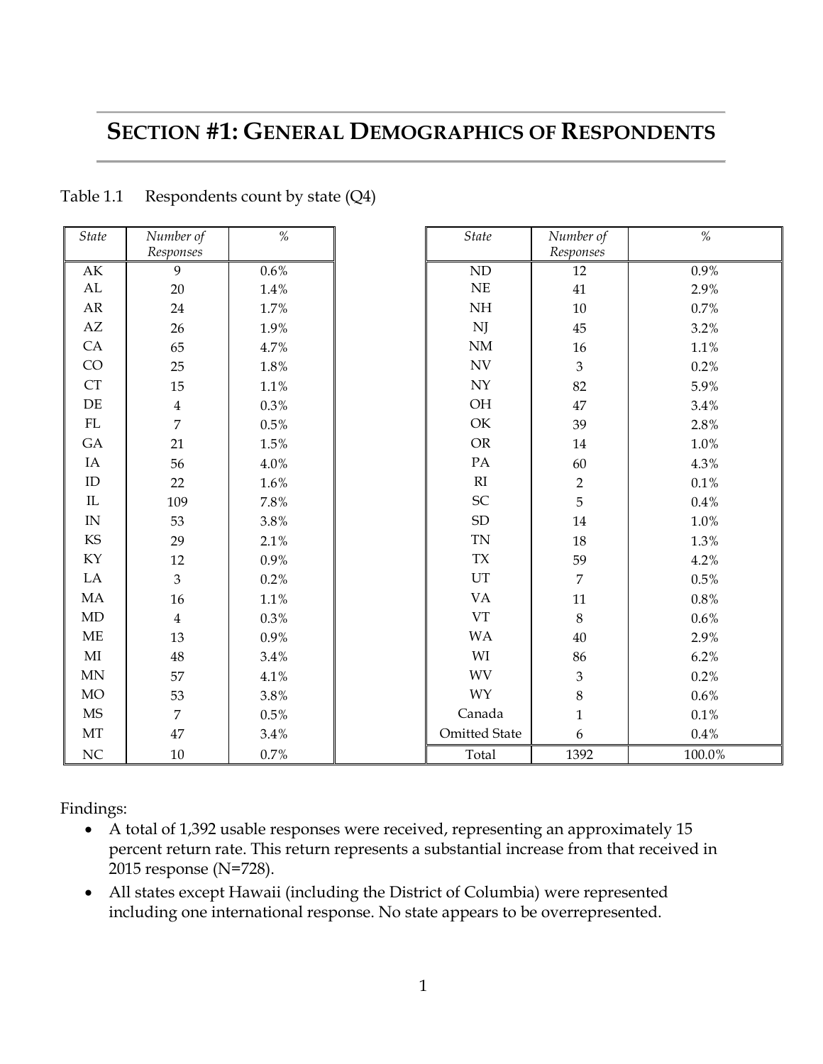# SECTION #1: GENERAL DEMOGRAPHICS OF RESPONDENTS

Table 1.1 Respondents count by state (Q4)

| *State* | *Number of Responses* | *%* |
|---|---|---|
| AK | 9 | 0.6% |
| AL | 20 | 1.4% |
| AR | 24 | 1.7% |
| AZ | 26 | 1.9% |
| CA | 65 | 4.7% |
| CO | 25 | 1.8% |
| CT | 15 | 1.1% |
| DE | 4 | 0.3% |
| FL | 7 | 0.5% |
| GA | 21 | 1.5% |
| IA | 56 | 4.0% |
| ID | 22 | 1.6% |
| IL | 109 | 7.8% |
| IN | 53 | 3.8% |
| KS | 29 | 2.1% |
| KY | 12 | 0.9% |
| LA | 3 | 0.2% |
| MA | 16 | 1.1% |
| MD | 4 | 0.3% |
| ME | 13 | 0.9% |
| MI | 48 | 3.4% |
| MN | 57 | 4.1% |
| MO | 53 | 3.8% |
| MS | 7 | 0.5% |
| MT | 47 | 3.4% |
| NC | 10 | 0.7% |

| *State* | *Number of Responses* | *%* |
|---|---|---|
| ND | 12 | 0.9% |
| NE | 41 | 2.9% |
| NH | 10 | 0.7% |
| NJ | 45 | 3.2% |
| NM | 16 | 1.1% |
| NV | 3 | 0.2% |
| NY | 82 | 5.9% |
| OH | 47 | 3.4% |
| OK | 39 | 2.8% |
| OR | 14 | 1.0% |
| PA | 60 | 4.3% |
| RI | 2 | 0.1% |
| SC | 5 | 0.4% |
| SD | 14 | 1.0% |
| TN | 18 | 1.3% |
| TX | 59 | 4.2% |
| UT | 7 | 0.5% |
| VA | 11 | 0.8% |
| VT | 8 | 0.6% |
| WA | 40 | 2.9% |
| WI | 86 | 6.2% |
| WV | 3 | 0.2% |
| WY | 8 | 0.6% |
| Canada | 1 | 0.1% |
| Omitted State | 6 | 0.4% |
| Total | 1392 | 100.0% |

Findings:

- A total of 1,392 usable responses were received, representing an approximately 15 percent return rate. This return represents a substantial increase from that received in 2015 response (N=728).
- All states except Hawaii (including the District of Columbia) were represented including one international response. No state appears to be overrepresented.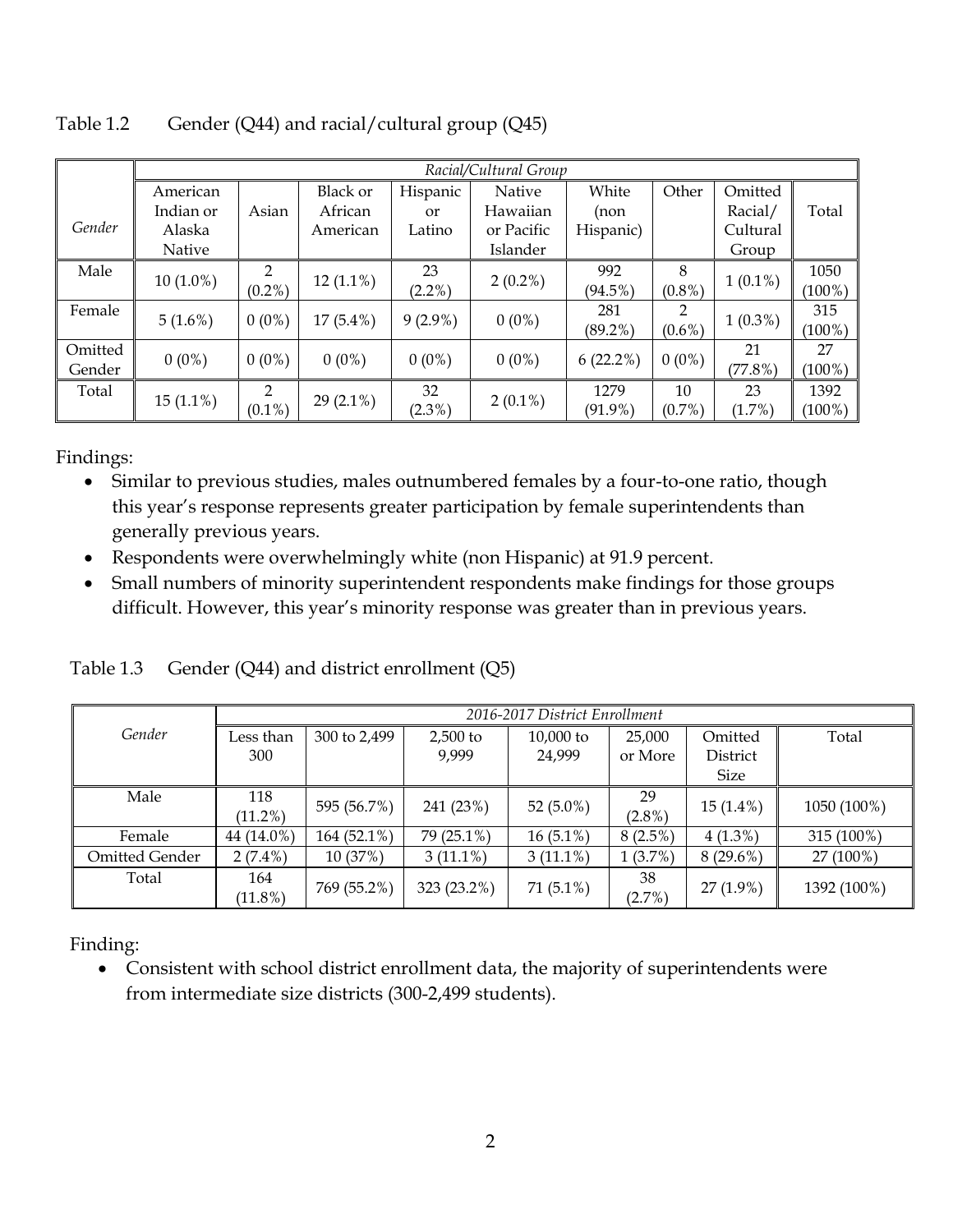Table 1.2 Gender (Q44) and racial/cultural group (Q45)

| *Gender* | *Racial/Cultural Group* | | | | | | | | |
|---|---|---|---|---|---|---|---|---|---|
| | American Indian or Alaska Native | Asian | Black or African American | Hispanic or Latino | Native Hawaiian or Pacific Islander | White (non Hispanic) | Other | Omitted Racial/ Cultural Group | Total |
| Male | 10 (1.0%) | 2 (0.2%) | 12 (1.1%) | 23 (2.2%) | 2 (0.2%) | 992 (94.5%) | 8 (0.8%) | 1 (0.1%) | 1050 (100%) |
| Female | 5 (1.6%) | 0 (0%) | 17 (5.4%) | 9 (2.9%) | 0 (0%) | 281 (89.2%) | 2 (0.6%) | 1 (0.3%) | 315 (100%) |
| Omitted Gender | 0 (0%) | 0 (0%) | 0 (0%) | 0 (0%) | 0 (0%) | 6 (22.2%) | 0 (0%) | 21 (77.8%) | 27 (100%) |
| Total | 15 (1.1%) | 2 (0.1%) | 29 (2.1%) | 32 (2.3%) | 2 (0.1%) | 1279 (91.9%) | 10 (0.7%) | 23 (1.7%) | 1392 (100%) |

Findings:

- Similar to previous studies, males outnumbered females by a four-to-one ratio, though this year's response represents greater participation by female superintendents than generally previous years.
- Respondents were overwhelmingly white (non Hispanic) at 91.9 percent.
- Small numbers of minority superintendent respondents make findings for those groups difficult. However, this year's minority response was greater than in previous years.

Table 1.3 Gender (Q44) and district enrollment (Q5)

| *Gender* | *2016-2017 District Enrollment* | | | | | | |
|---|---|---|---|---|---|---|---|
| | Less than 300 | 300 to 2,499 | 2,500 to 9,999 | 10,000 to 24,999 | 25,000 or More | Omitted District Size | Total |
| Male | 118 (11.2%) | 595 (56.7%) | 241 (23%) | 52 (5.0%) | 29 (2.8%) | 15 (1.4%) | 1050 (100%) |
| Female | 44 (14.0%) | 164 (52.1%) | 79 (25.1%) | 16 (5.1%) | 8 (2.5%) | 4 (1.3%) | 315 (100%) |
| Omitted Gender | 2 (7.4%) | 10 (37%) | 3 (11.1%) | 3 (11.1%) | 1 (3.7%) | 8 (29.6%) | 27 (100%) |
| Total | 164 (11.8%) | 769 (55.2%) | 323 (23.2%) | 71 (5.1%) | 38 (2.7%) | 27 (1.9%) | 1392 (100%) |

Finding:

- Consistent with school district enrollment data, the majority of superintendents were from intermediate size districts (300-2,499 students).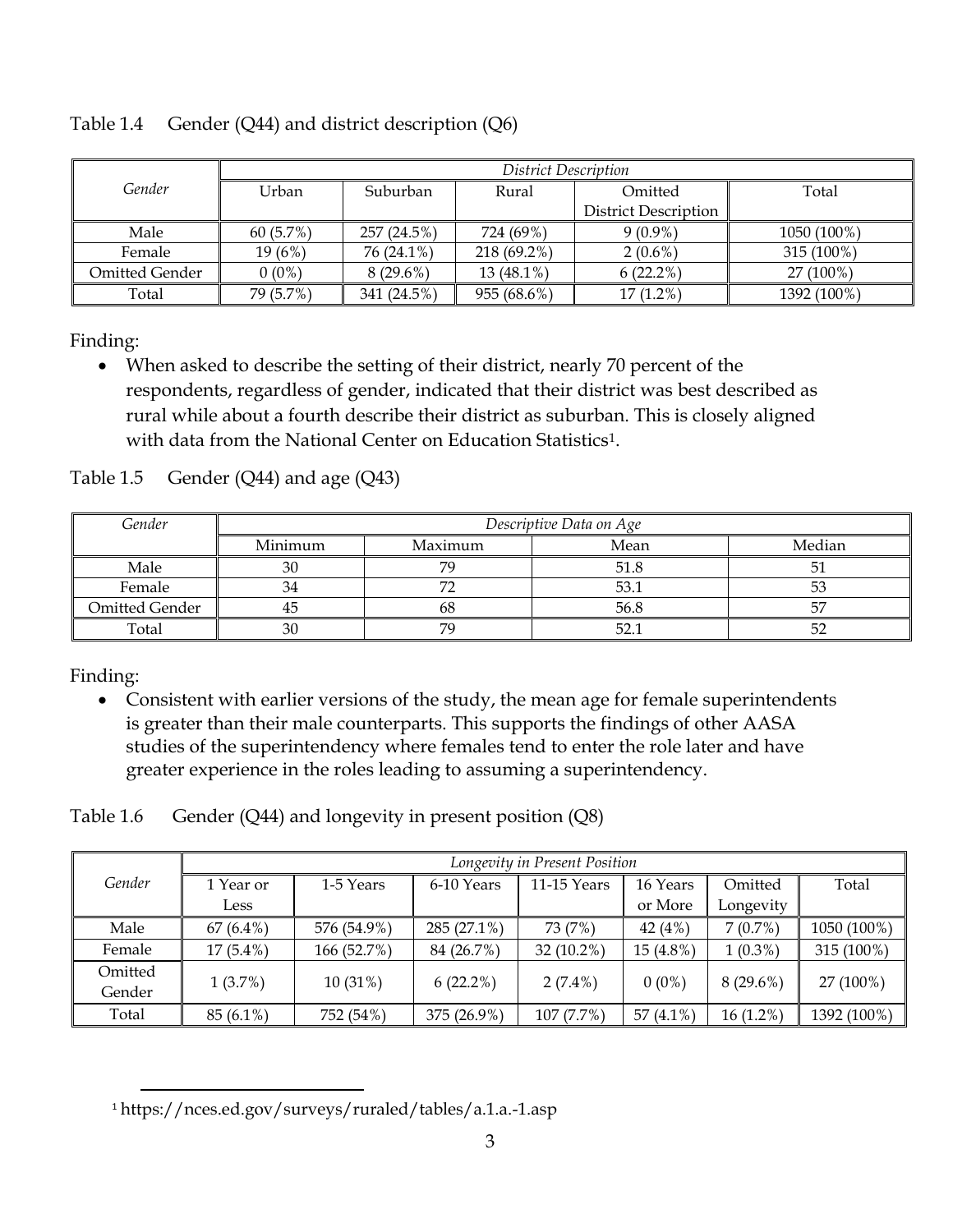Table 1.4 Gender (Q44) and district description (Q6)

| *Gender* | *District Description* | | | | |
|---|---|---|---|---|---|
| | Urban | Suburban | Rural | Omitted District Description | Total |
| Male | 60 (5.7%) | 257 (24.5%) | 724 (69%) | 9 (0.9%) | 1050 (100%) |
| Female | 19 (6%) | 76 (24.1%) | 218 (69.2%) | 2 (0.6%) | 315 (100%) |
| Omitted Gender | 0 (0%) | 8 (29.6%) | 13 (48.1%) | 6 (22.2%) | 27 (100%) |
| Total | 79 (5.7%) | 341 (24.5%) | 955 (68.6%) | 17 (1.2%) | 1392 (100%) |

Finding:

- When asked to describe the setting of their district, nearly 70 percent of the respondents, regardless of gender, indicated that their district was best described as rural while about a fourth describe their district as suburban. This is closely aligned with data from the National Center on Education Statistics[1].

Table 1.5 Gender (Q44) and age (Q43)

| *Gender* | *Descriptive Data on Age* | | | |
|---|---|---|---|---|
| | Minimum | Maximum | Mean | Median |
| Male | 30 | 79 | 51.8 | 51 |
| Female | 34 | 72 | 53.1 | 53 |
| Omitted Gender | 45 | 68 | 56.8 | 57 |
| Total | 30 | 79 | 52.1 | 52 |

Finding:

- Consistent with earlier versions of the study, the mean age for female superintendents is greater than their male counterparts. This supports the findings of other AASA studies of the superintendency where females tend to enter the role later and have greater experience in the roles leading to assuming a superintendency.

Table 1.6 Gender (Q44) and longevity in present position (Q8)

| *Gender* | *Longevity in Present Position* | | | | | | |
|---|---|---|---|---|---|---|---|
| | 1 Year or Less | 1-5 Years | 6-10 Years | 11-15 Years | 16 Years or More | Omitted Longevity | Total |
| Male | 67 (6.4%) | 576 (54.9%) | 285 (27.1%) | 73 (7%) | 42 (4%) | 7 (0.7%) | 1050 (100%) |
| Female | 17 (5.4%) | 166 (52.7%) | 84 (26.7%) | 32 (10.2%) | 15 (4.8%) | 1 (0.3%) | 315 (100%) |
| Omitted Gender | 1 (3.7%) | 10 (31%) | 6 (22.2%) | 2 (7.4%) | 0 (0%) | 8 (29.6%) | 27 (100%) |
| Total | 85 (6.1%) | 752 (54%) | 375 (26.9%) | 107 (7.7%) | 57 (4.1%) | 16 (1.2%) | 1392 (100%) |

[1] https://nces.ed.gov/surveys/ruraled/tables/a.1.a.-1.asp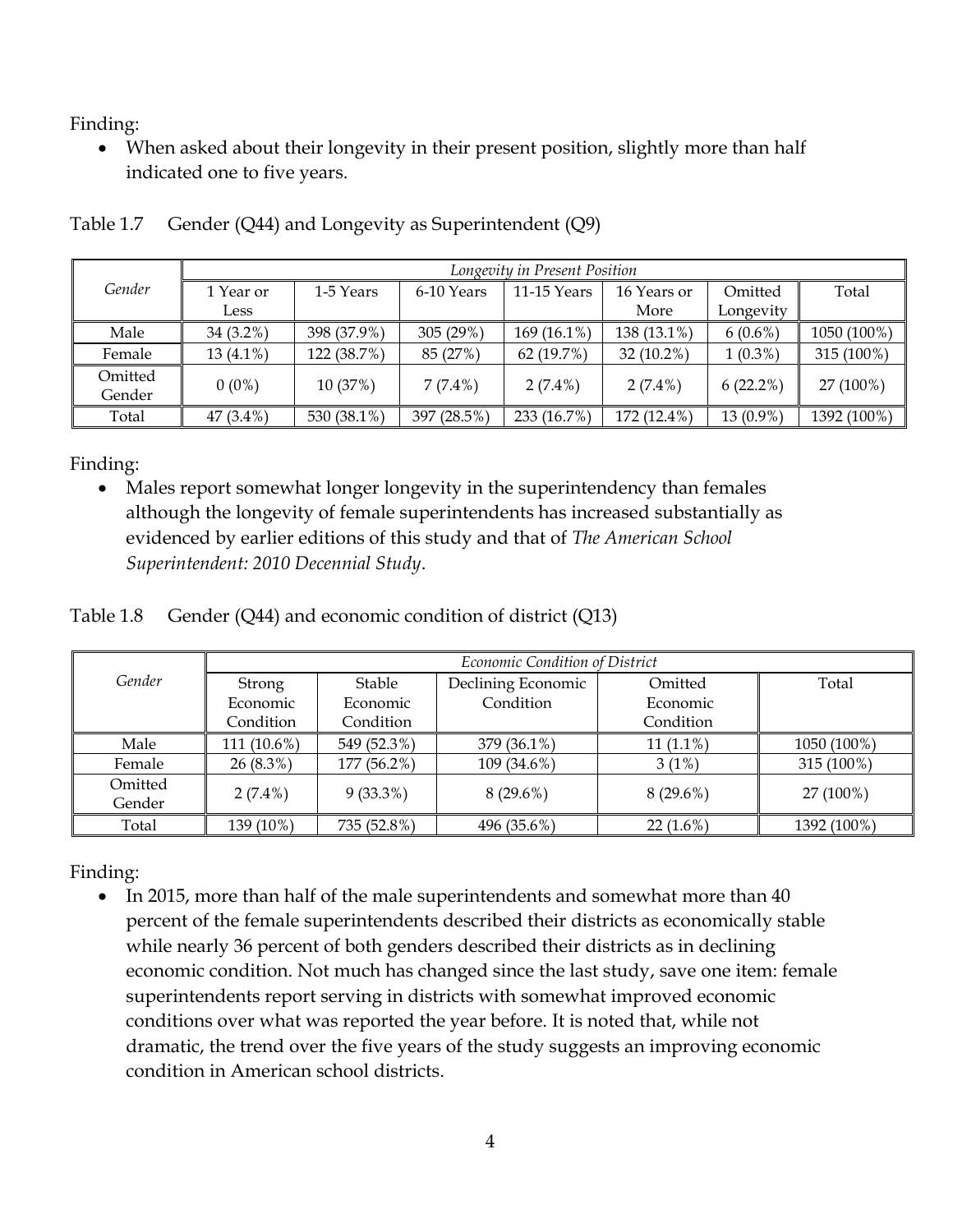Finding:

- When asked about their longevity in their present position, slightly more than half indicated one to five years.

Table 1.7  Gender (Q44) and Longevity as Superintendent (Q9)

| *Gender* | *Longevity in Present Position* | | | | | | |
|---|---|---|---|---|---|---|---|
| | 1 Year or Less | 1-5 Years | 6-10 Years | 11-15 Years | 16 Years or More | Omitted Longevity | Total |
| Male | 34 (3.2%) | 398 (37.9%) | 305 (29%) | 169 (16.1%) | 138 (13.1%) | 6 (0.6%) | 1050 (100%) |
| Female | 13 (4.1%) | 122 (38.7%) | 85 (27%) | 62 (19.7%) | 32 (10.2%) | 1 (0.3%) | 315 (100%) |
| Omitted Gender | 0 (0%) | 10 (37%) | 7 (7.4%) | 2 (7.4%) | 2 (7.4%) | 6 (22.2%) | 27 (100%) |
| Total | 47 (3.4%) | 530 (38.1%) | 397 (28.5%) | 233 (16.7%) | 172 (12.4%) | 13 (0.9%) | 1392 (100%) |

Finding:

- Males report somewhat longer longevity in the superintendency than females although the longevity of female superintendents has increased substantially as evidenced by earlier editions of this study and that of *The American School Superintendent: 2010 Decennial Study*.

Table 1.8  Gender (Q44) and economic condition of district (Q13)

| *Gender* | *Economic Condition of District* | | | | |
|---|---|---|---|---|---|
| | Strong Economic Condition | Stable Economic Condition | Declining Economic Condition | Omitted Economic Condition | Total |
| Male | 111 (10.6%) | 549 (52.3%) | 379 (36.1%) | 11 (1.1%) | 1050 (100%) |
| Female | 26 (8.3%) | 177 (56.2%) | 109 (34.6%) | 3 (1%) | 315 (100%) |
| Omitted Gender | 2 (7.4%) | 9 (33.3%) | 8 (29.6%) | 8 (29.6%) | 27 (100%) |
| Total | 139 (10%) | 735 (52.8%) | 496 (35.6%) | 22 (1.6%) | 1392 (100%) |

Finding:

- In 2015, more than half of the male superintendents and somewhat more than 40 percent of the female superintendents described their districts as economically stable while nearly 36 percent of both genders described their districts as in declining economic condition. Not much has changed since the last study, save one item: female superintendents report serving in districts with somewhat improved economic conditions over what was reported the year before. It is noted that, while not dramatic, the trend over the five years of the study suggests an improving economic condition in American school districts.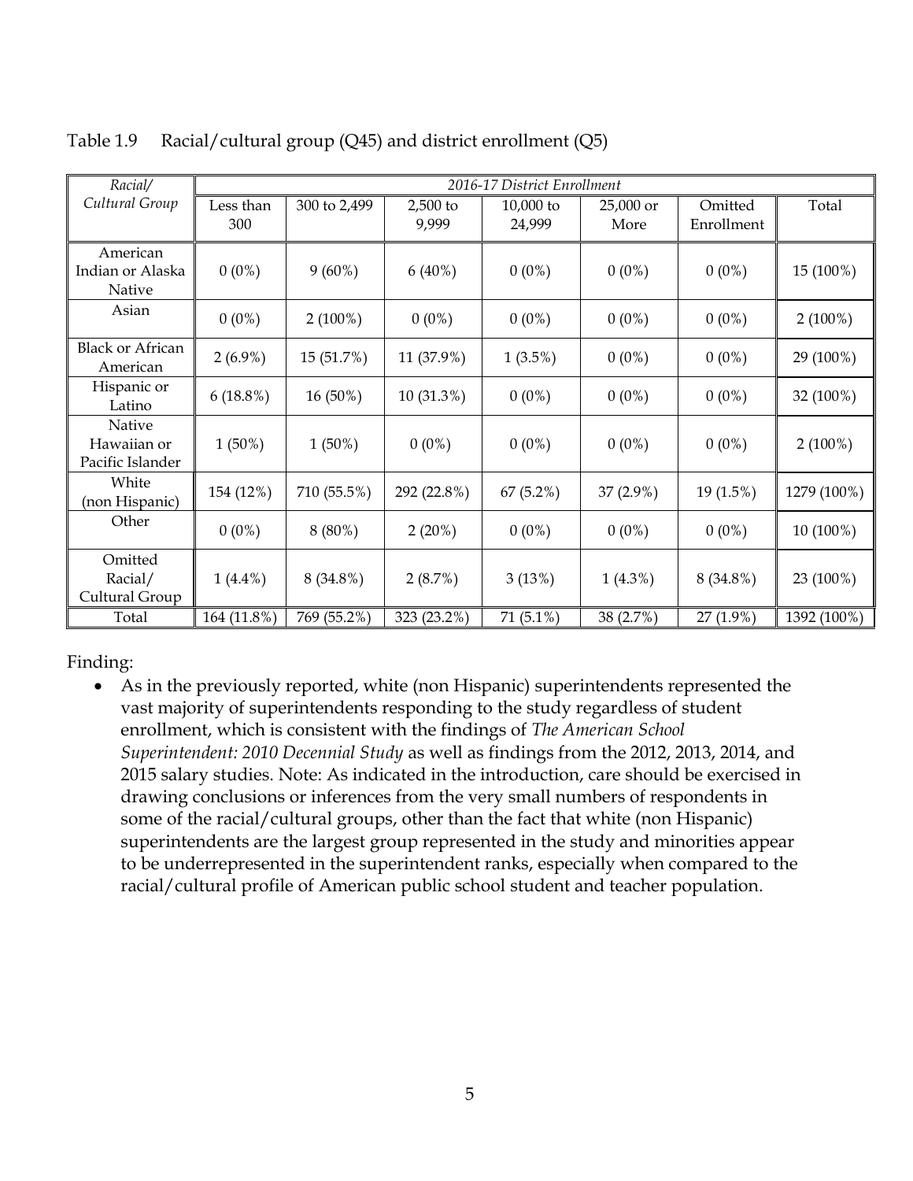Table 1.9 Racial/cultural group (Q45) and district enrollment (Q5)

| *Racial/ Cultural Group* | *2016-17 District Enrollment* | | | | | | |
|---|---|---|---|---|---|---|---|
| | Less than 300 | 300 to 2,499 | 2,500 to 9,999 | 10,000 to 24,999 | 25,000 or More | Omitted Enrollment | Total |
| American Indian or Alaska Native | 0 (0%) | 9 (60%) | 6 (40%) | 0 (0%) | 0 (0%) | 0 (0%) | 15 (100%) |
| Asian | 0 (0%) | 2 (100%) | 0 (0%) | 0 (0%) | 0 (0%) | 0 (0%) | 2 (100%) |
| Black or African American | 2 (6.9%) | 15 (51.7%) | 11 (37.9%) | 1 (3.5%) | 0 (0%) | 0 (0%) | 29 (100%) |
| Hispanic or Latino | 6 (18.8%) | 16 (50%) | 10 (31.3%) | 0 (0%) | 0 (0%) | 0 (0%) | 32 (100%) |
| Native Hawaiian or Pacific Islander | 1 (50%) | 1 (50%) | 0 (0%) | 0 (0%) | 0 (0%) | 0 (0%) | 2 (100%) |
| White (non Hispanic) | 154 (12%) | 710 (55.5%) | 292 (22.8%) | 67 (5.2%) | 37 (2.9%) | 19 (1.5%) | 1279 (100%) |
| Other | 0 (0%) | 8 (80%) | 2 (20%) | 0 (0%) | 0 (0%) | 0 (0%) | 10 (100%) |
| Omitted Racial/ Cultural Group | 1 (4.4%) | 8 (34.8%) | 2 (8.7%) | 3 (13%) | 1 (4.3%) | 8 (34.8%) | 23 (100%) |
| Total | 164 (11.8%) | 769 (55.2%) | 323 (23.2%) | 71 (5.1%) | 38 (2.7%) | 27 (1.9%) | 1392 (100%) |

Finding:

- As in the previously reported, white (non Hispanic) superintendents represented the vast majority of superintendents responding to the study regardless of student enrollment, which is consistent with the findings of *The American School Superintendent: 2010 Decennial Study* as well as findings from the 2012, 2013, 2014, and 2015 salary studies. Note: As indicated in the introduction, care should be exercised in drawing conclusions or inferences from the very small numbers of respondents in some of the racial/cultural groups, other than the fact that white (non Hispanic) superintendents are the largest group represented in the study and minorities appear to be underrepresented in the superintendent ranks, especially when compared to the racial/cultural profile of American public school student and teacher population.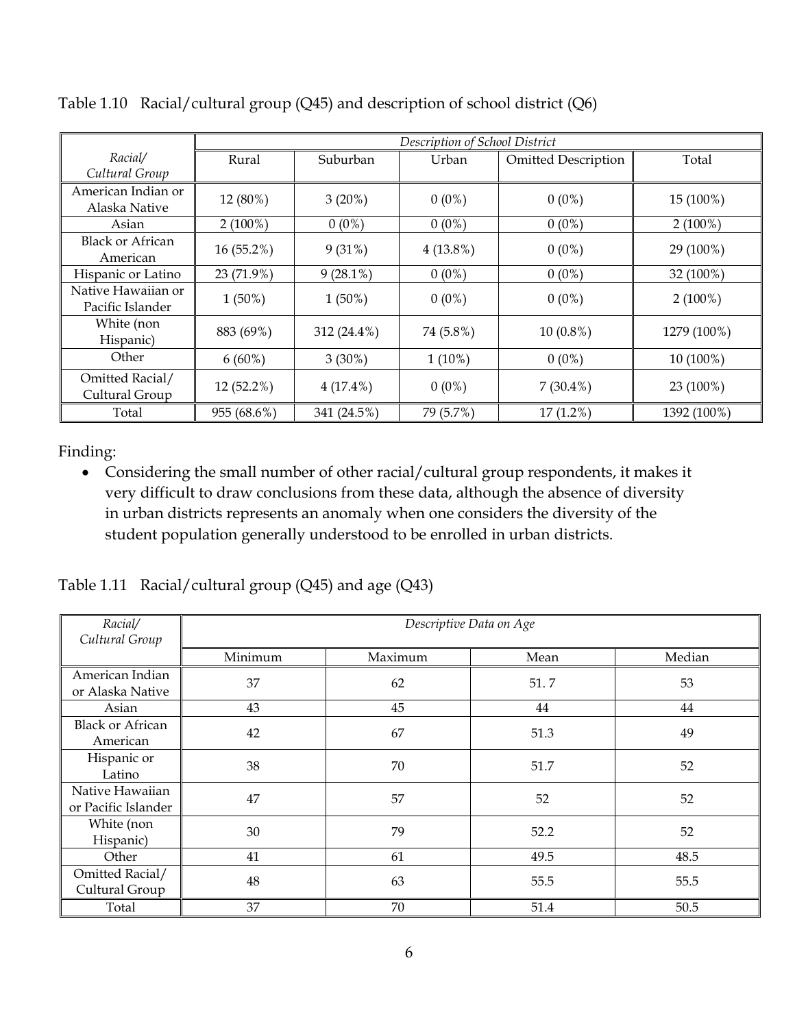Table 1.10 Racial/cultural group (Q45) and description of school district (Q6)

| *Racial/ Cultural Group* | *Description of School District* | | | | |
|---|---|---|---|---|---|
| | Rural | Suburban | Urban | Omitted Description | Total |
| American Indian or Alaska Native | 12 (80%) | 3 (20%) | 0 (0%) | 0 (0%) | 15 (100%) |
| Asian | 2 (100%) | 0 (0%) | 0 (0%) | 0 (0%) | 2 (100%) |
| Black or African American | 16 (55.2%) | 9 (31%) | 4 (13.8%) | 0 (0%) | 29 (100%) |
| Hispanic or Latino | 23 (71.9%) | 9 (28.1%) | 0 (0%) | 0 (0%) | 32 (100%) |
| Native Hawaiian or Pacific Islander | 1 (50%) | 1 (50%) | 0 (0%) | 0 (0%) | 2 (100%) |
| White (non Hispanic) | 883 (69%) | 312 (24.4%) | 74 (5.8%) | 10 (0.8%) | 1279 (100%) |
| Other | 6 (60%) | 3 (30%) | 1 (10%) | 0 (0%) | 10 (100%) |
| Omitted Racial/ Cultural Group | 12 (52.2%) | 4 (17.4%) | 0 (0%) | 7 (30.4%) | 23 (100%) |
| Total | 955 (68.6%) | 341 (24.5%) | 79 (5.7%) | 17 (1.2%) | 1392 (100%) |

Finding:

- Considering the small number of other racial/cultural group respondents, it makes it very difficult to draw conclusions from these data, although the absence of diversity in urban districts represents an anomaly when one considers the diversity of the student population generally understood to be enrolled in urban districts.

Table 1.11 Racial/cultural group (Q45) and age (Q43)

| *Racial/ Cultural Group* | *Descriptive Data on Age* | | | |
|---|---|---|---|---|
| | Minimum | Maximum | Mean | Median |
| American Indian or Alaska Native | 37 | 62 | 51. 7 | 53 |
| Asian | 43 | 45 | 44 | 44 |
| Black or African American | 42 | 67 | 51.3 | 49 |
| Hispanic or Latino | 38 | 70 | 51.7 | 52 |
| Native Hawaiian or Pacific Islander | 47 | 57 | 52 | 52 |
| White (non Hispanic) | 30 | 79 | 52.2 | 52 |
| Other | 41 | 61 | 49.5 | 48.5 |
| Omitted Racial/ Cultural Group | 48 | 63 | 55.5 | 55.5 |
| Total | 37 | 70 | 51.4 | 50.5 |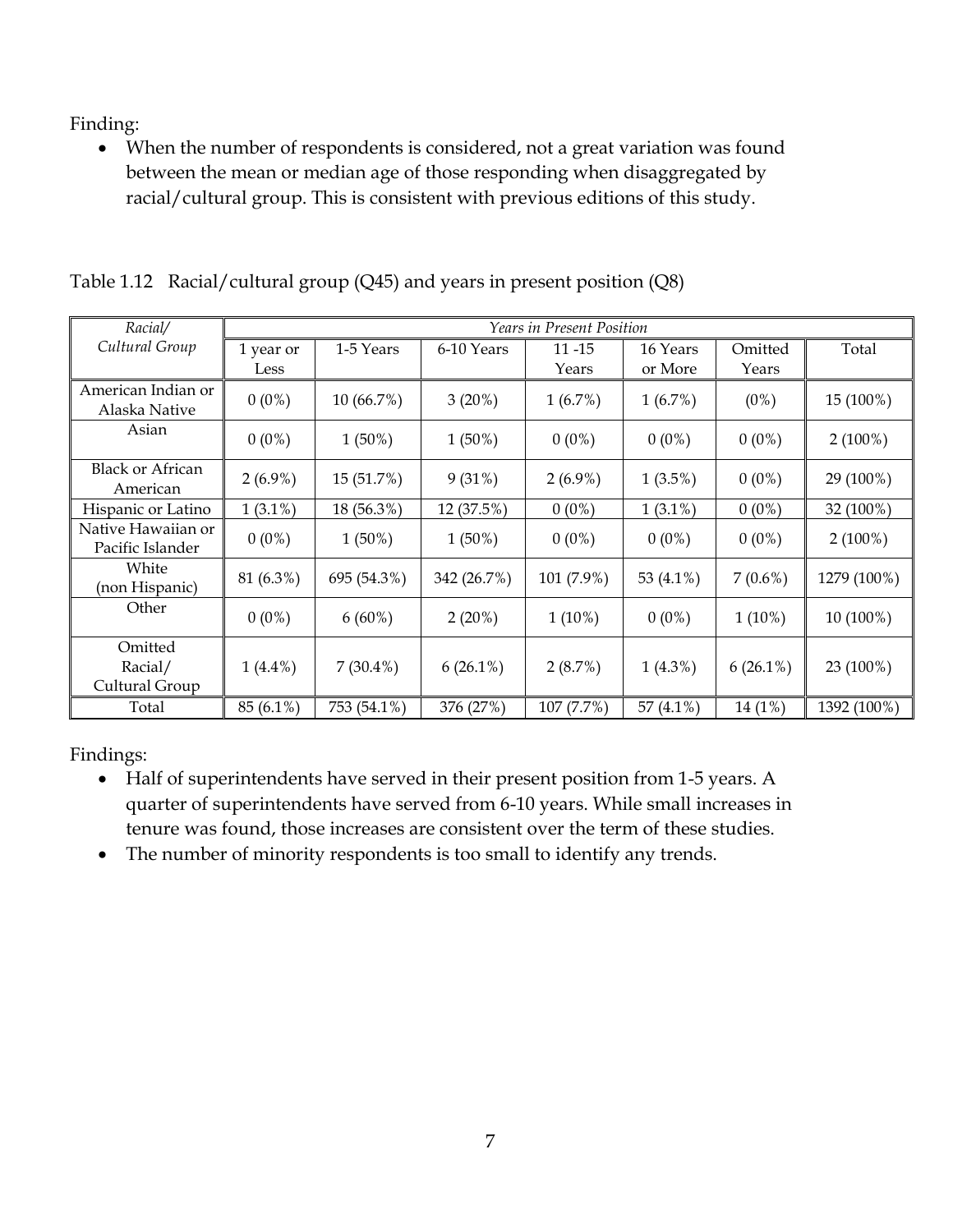Finding:

- When the number of respondents is considered, not a great variation was found between the mean or median age of those responding when disaggregated by racial/cultural group. This is consistent with previous editions of this study.

Table 1.12 Racial/cultural group (Q45) and years in present position (Q8)

| *Racial/ Cultural Group* | *Years in Present Position* | | | | | | |
|---|---|---|---|---|---|---|---|
| | 1 year or Less | 1-5 Years | 6-10 Years | 11 -15 Years | 16 Years or More | Omitted Years | Total |
| American Indian or Alaska Native | 0 (0%) | 10 (66.7%) | 3 (20%) | 1 (6.7%) | 1 (6.7%) | (0%) | 15 (100%) |
| Asian | 0 (0%) | 1 (50%) | 1 (50%) | 0 (0%) | 0 (0%) | 0 (0%) | 2 (100%) |
| Black or African American | 2 (6.9%) | 15 (51.7%) | 9 (31%) | 2 (6.9%) | 1 (3.5%) | 0 (0%) | 29 (100%) |
| Hispanic or Latino | 1 (3.1%) | 18 (56.3%) | 12 (37.5%) | 0 (0%) | 1 (3.1%) | 0 (0%) | 32 (100%) |
| Native Hawaiian or Pacific Islander | 0 (0%) | 1 (50%) | 1 (50%) | 0 (0%) | 0 (0%) | 0 (0%) | 2 (100%) |
| White (non Hispanic) | 81 (6.3%) | 695 (54.3%) | 342 (26.7%) | 101 (7.9%) | 53 (4.1%) | 7 (0.6%) | 1279 (100%) |
| Other | 0 (0%) | 6 (60%) | 2 (20%) | 1 (10%) | 0 (0%) | 1 (10%) | 10 (100%) |
| Omitted Racial/ Cultural Group | 1 (4.4%) | 7 (30.4%) | 6 (26.1%) | 2 (8.7%) | 1 (4.3%) | 6 (26.1%) | 23 (100%) |
| Total | 85 (6.1%) | 753 (54.1%) | 376 (27%) | 107 (7.7%) | 57 (4.1%) | 14 (1%) | 1392 (100%) |

Findings:

- Half of superintendents have served in their present position from 1-5 years. A quarter of superintendents have served from 6-10 years. While small increases in tenure was found, those increases are consistent over the term of these studies.
- The number of minority respondents is too small to identify any trends.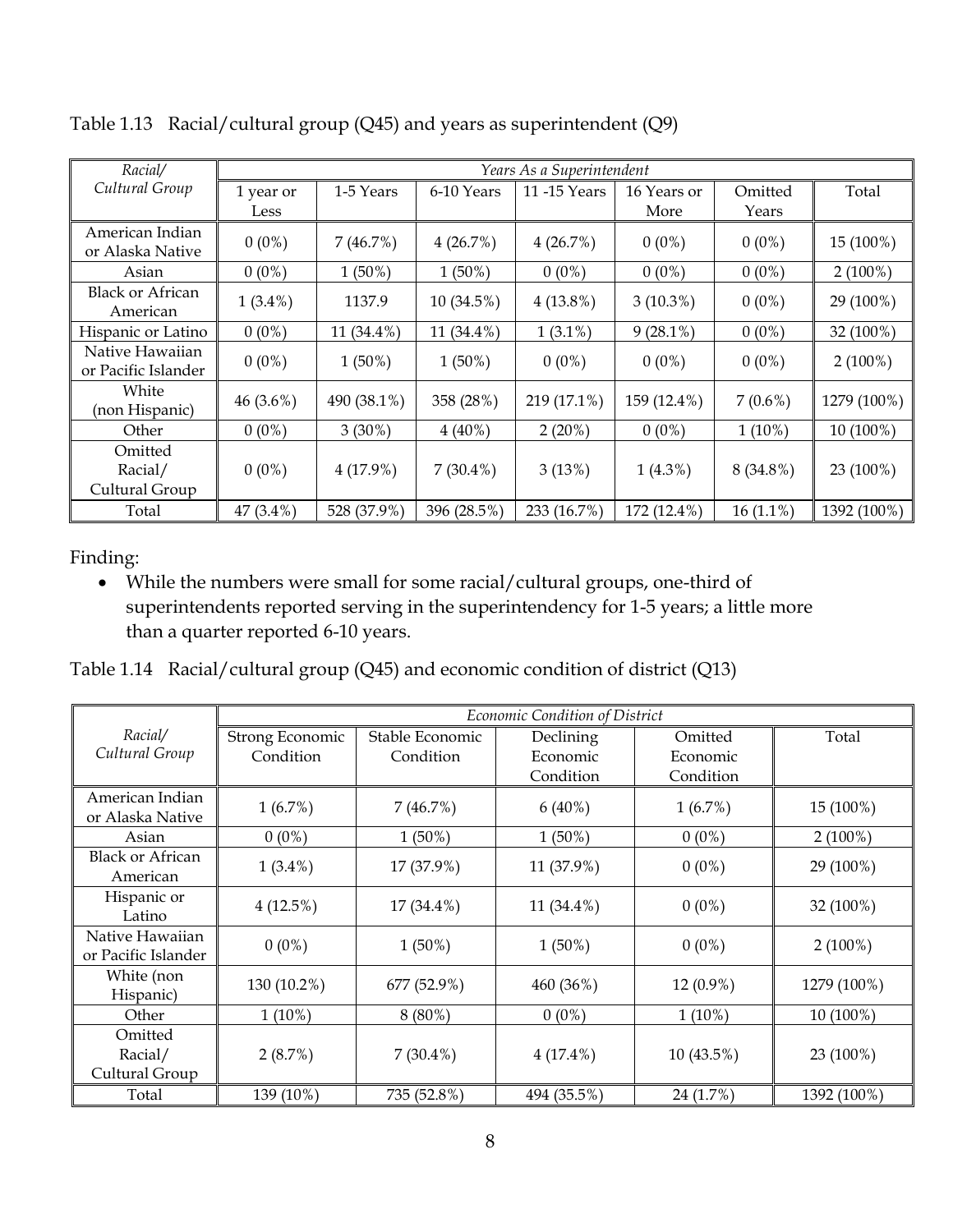Table 1.13 Racial/cultural group (Q45) and years as superintendent (Q9)

| Racial/ Cultural Group | Years As a Superintendent | | | | | | |
|---|---|---|---|---|---|---|---|
| | 1 year or Less | 1-5 Years | 6-10 Years | 11 -15 Years | 16 Years or More | Omitted Years | Total |
| American Indian or Alaska Native | 0 (0%) | 7 (46.7%) | 4 (26.7%) | 4 (26.7%) | 0 (0%) | 0 (0%) | 15 (100%) |
| Asian | 0 (0%) | 1 (50%) | 1 (50%) | 0 (0%) | 0 (0%) | 0 (0%) | 2 (100%) |
| Black or African American | 1 (3.4%) | 1137.9 | 10 (34.5%) | 4 (13.8%) | 3 (10.3%) | 0 (0%) | 29 (100%) |
| Hispanic or Latino | 0 (0%) | 11 (34.4%) | 11 (34.4%) | 1 (3.1%) | 9 (28.1%) | 0 (0%) | 32 (100%) |
| Native Hawaiian or Pacific Islander | 0 (0%) | 1 (50%) | 1 (50%) | 0 (0%) | 0 (0%) | 0 (0%) | 2 (100%) |
| White (non Hispanic) | 46 (3.6%) | 490 (38.1%) | 358 (28%) | 219 (17.1%) | 159 (12.4%) | 7 (0.6%) | 1279 (100%) |
| Other | 0 (0%) | 3 (30%) | 4 (40%) | 2 (20%) | 0 (0%) | 1 (10%) | 10 (100%) |
| Omitted Racial/ Cultural Group | 0 (0%) | 4 (17.9%) | 7 (30.4%) | 3 (13%) | 1 (4.3%) | 8 (34.8%) | 23 (100%) |
| Total | 47 (3.4%) | 528 (37.9%) | 396 (28.5%) | 233 (16.7%) | 172 (12.4%) | 16 (1.1%) | 1392 (100%) |

Finding:

- While the numbers were small for some racial/cultural groups, one-third of superintendents reported serving in the superintendency for 1-5 years; a little more than a quarter reported 6-10 years.

Table 1.14 Racial/cultural group (Q45) and economic condition of district (Q13)

| Racial/ Cultural Group | Economic Condition of District | | | | |
|---|---|---|---|---|---|
| | Strong Economic Condition | Stable Economic Condition | Declining Economic Condition | Omitted Economic Condition | Total |
| American Indian or Alaska Native | 1 (6.7%) | 7 (46.7%) | 6 (40%) | 1 (6.7%) | 15 (100%) |
| Asian | 0 (0%) | 1 (50%) | 1 (50%) | 0 (0%) | 2 (100%) |
| Black or African American | 1 (3.4%) | 17 (37.9%) | 11 (37.9%) | 0 (0%) | 29 (100%) |
| Hispanic or Latino | 4 (12.5%) | 17 (34.4%) | 11 (34.4%) | 0 (0%) | 32 (100%) |
| Native Hawaiian or Pacific Islander | 0 (0%) | 1 (50%) | 1 (50%) | 0 (0%) | 2 (100%) |
| White (non Hispanic) | 130 (10.2%) | 677 (52.9%) | 460 (36%) | 12 (0.9%) | 1279 (100%) |
| Other | 1 (10%) | 8 (80%) | 0 (0%) | 1 (10%) | 10 (100%) |
| Omitted Racial/ Cultural Group | 2 (8.7%) | 7 (30.4%) | 4 (17.4%) | 10 (43.5%) | 23 (100%) |
| Total | 139 (10%) | 735 (52.8%) | 494 (35.5%) | 24 (1.7%) | 1392 (100%) |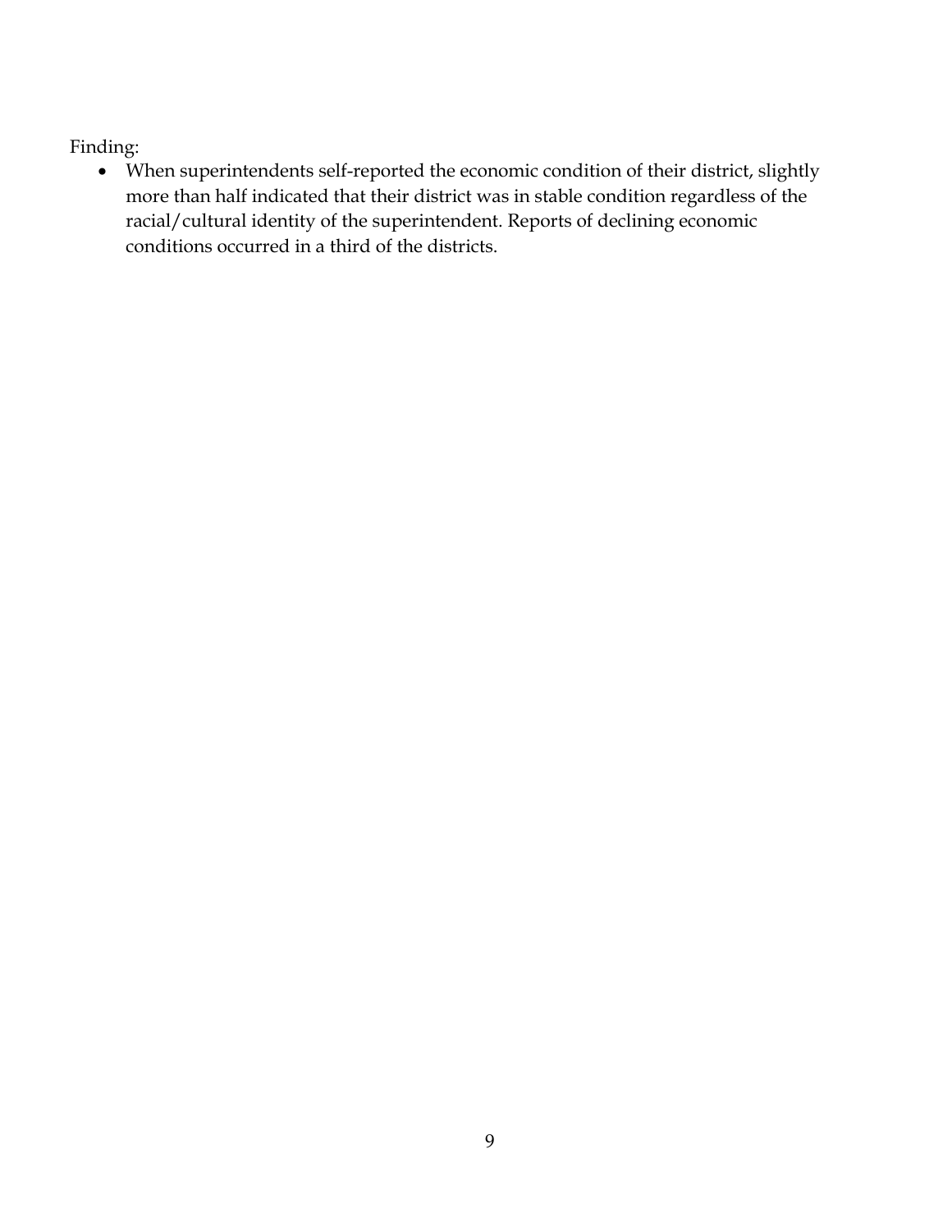Finding:

- When superintendents self-reported the economic condition of their district, slightly more than half indicated that their district was in stable condition regardless of the racial/cultural identity of the superintendent. Reports of declining economic conditions occurred in a third of the districts.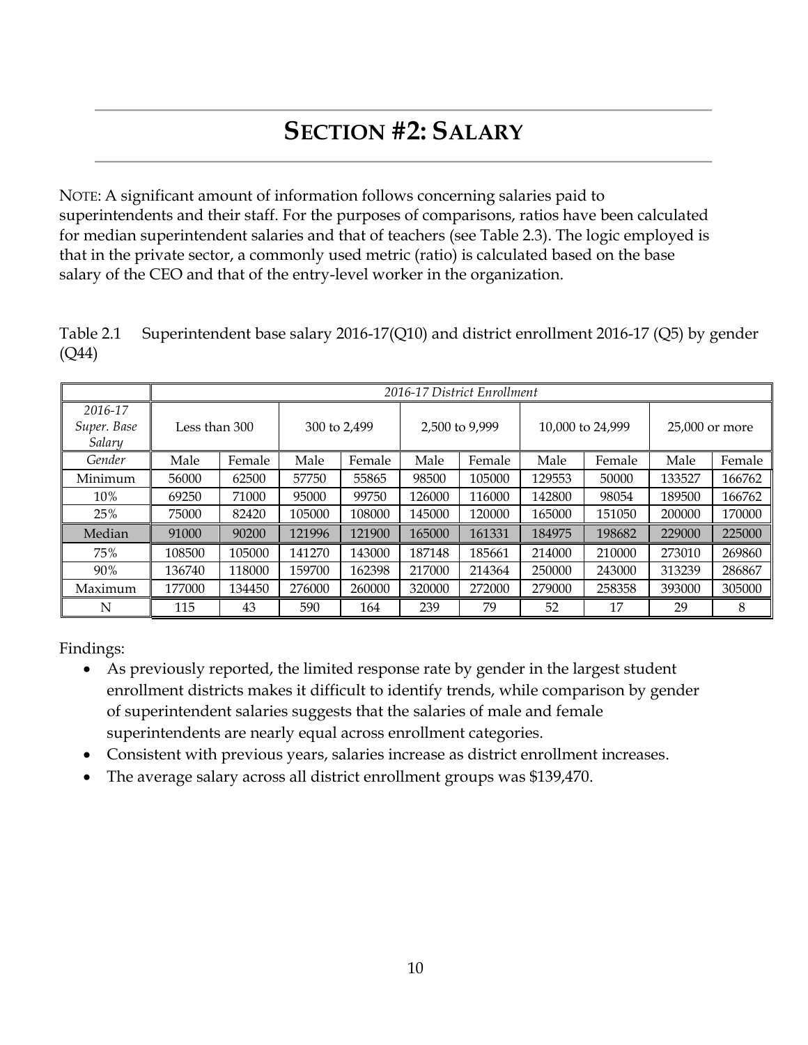# SECTION #2: SALARY

NOTE: A significant amount of information follows concerning salaries paid to superintendents and their staff. For the purposes of comparisons, ratios have been calculated for median superintendent salaries and that of teachers (see Table 2.3). The logic employed is that in the private sector, a commonly used metric (ratio) is calculated based on the base salary of the CEO and that of the entry-level worker in the organization.

Table 2.1 Superintendent base salary 2016-17(Q10) and district enrollment 2016-17 (Q5) by gender (Q44)

| | *2016-17 District Enrollment* | | | | | | | | | |
|---|---|---|---|---|---|---|---|---|---|---|
| *2016-17 Super. Base Salary* | Less than 300 | | 300 to 2,499 | | 2,500 to 9,999 | | 10,000 to 24,999 | | 25,000 or more | |
| *Gender* | Male | Female | Male | Female | Male | Female | Male | Female | Male | Female |
| Minimum | 56000 | 62500 | 57750 | 55865 | 98500 | 105000 | 129553 | 50000 | 133527 | 166762 |
| 10% | 69250 | 71000 | 95000 | 99750 | 126000 | 116000 | 142800 | 98054 | 189500 | 166762 |
| 25% | 75000 | 82420 | 105000 | 108000 | 145000 | 120000 | 165000 | 151050 | 200000 | 170000 |
| Median | 91000 | 90200 | 121996 | 121900 | 165000 | 161331 | 184975 | 198682 | 229000 | 225000 |
| 75% | 108500 | 105000 | 141270 | 143000 | 187148 | 185661 | 214000 | 210000 | 273010 | 269860 |
| 90% | 136740 | 118000 | 159700 | 162398 | 217000 | 214364 | 250000 | 243000 | 313239 | 286867 |
| Maximum | 177000 | 134450 | 276000 | 260000 | 320000 | 272000 | 279000 | 258358 | 393000 | 305000 |
| N | 115 | 43 | 590 | 164 | 239 | 79 | 52 | 17 | 29 | 8 |

Findings:

- As previously reported, the limited response rate by gender in the largest student enrollment districts makes it difficult to identify trends, while comparison by gender of superintendent salaries suggests that the salaries of male and female superintendents are nearly equal across enrollment categories.
- Consistent with previous years, salaries increase as district enrollment increases.
- The average salary across all district enrollment groups was $139,470.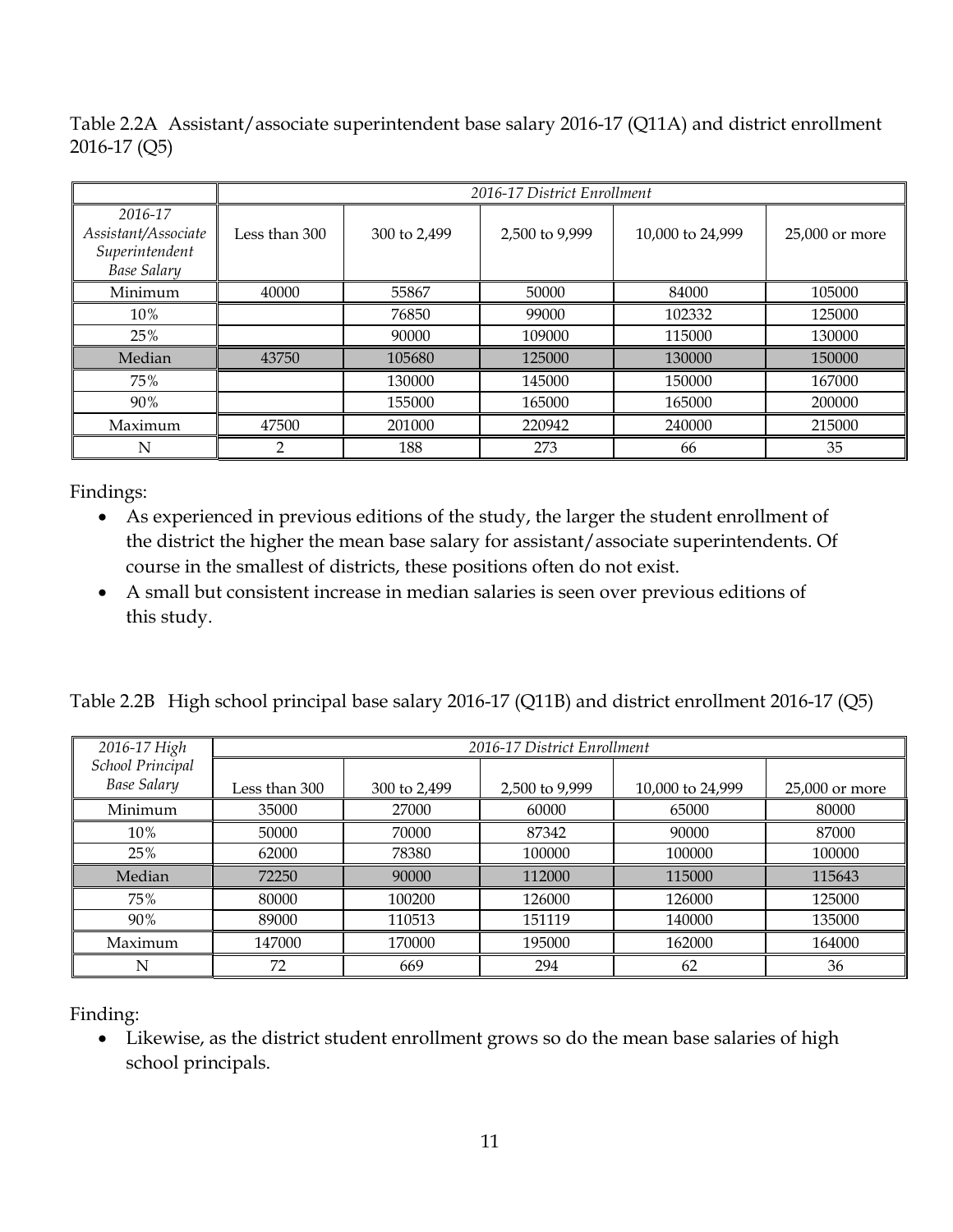Table 2.2A Assistant/associate superintendent base salary 2016-17 (Q11A) and district enrollment 2016-17 (Q5)

| | *2016-17 District Enrollment* | | | | |
|---|---|---|---|---|---|
| *2016-17 Assistant/Associate Superintendent Base Salary* | Less than 300 | 300 to 2,499 | 2,500 to 9,999 | 10,000 to 24,999 | 25,000 or more |
| Minimum | 40000 | 55867 | 50000 | 84000 | 105000 |
| 10% | | 76850 | 99000 | 102332 | 125000 |
| 25% | | 90000 | 109000 | 115000 | 130000 |
| Median | 43750 | 105680 | 125000 | 130000 | 150000 |
| 75% | | 130000 | 145000 | 150000 | 167000 |
| 90% | | 155000 | 165000 | 165000 | 200000 |
| Maximum | 47500 | 201000 | 220942 | 240000 | 215000 |
| N | 2 | 188 | 273 | 66 | 35 |

Findings:

- As experienced in previous editions of the study, the larger the student enrollment of the district the higher the mean base salary for assistant/associate superintendents. Of course in the smallest of districts, these positions often do not exist.
- A small but consistent increase in median salaries is seen over previous editions of this study.

Table 2.2B High school principal base salary 2016-17 (Q11B) and district enrollment 2016-17 (Q5)

| *2016-17 High School Principal Base Salary* | *2016-17 District Enrollment* | | | | |
|---|---|---|---|---|---|
| | Less than 300 | 300 to 2,499 | 2,500 to 9,999 | 10,000 to 24,999 | 25,000 or more |
| Minimum | 35000 | 27000 | 60000 | 65000 | 80000 |
| 10% | 50000 | 70000 | 87342 | 90000 | 87000 |
| 25% | 62000 | 78380 | 100000 | 100000 | 100000 |
| Median | 72250 | 90000 | 112000 | 115000 | 115643 |
| 75% | 80000 | 100200 | 126000 | 126000 | 125000 |
| 90% | 89000 | 110513 | 151119 | 140000 | 135000 |
| Maximum | 147000 | 170000 | 195000 | 162000 | 164000 |
| N | 72 | 669 | 294 | 62 | 36 |

Finding:

- Likewise, as the district student enrollment grows so do the mean base salaries of high school principals.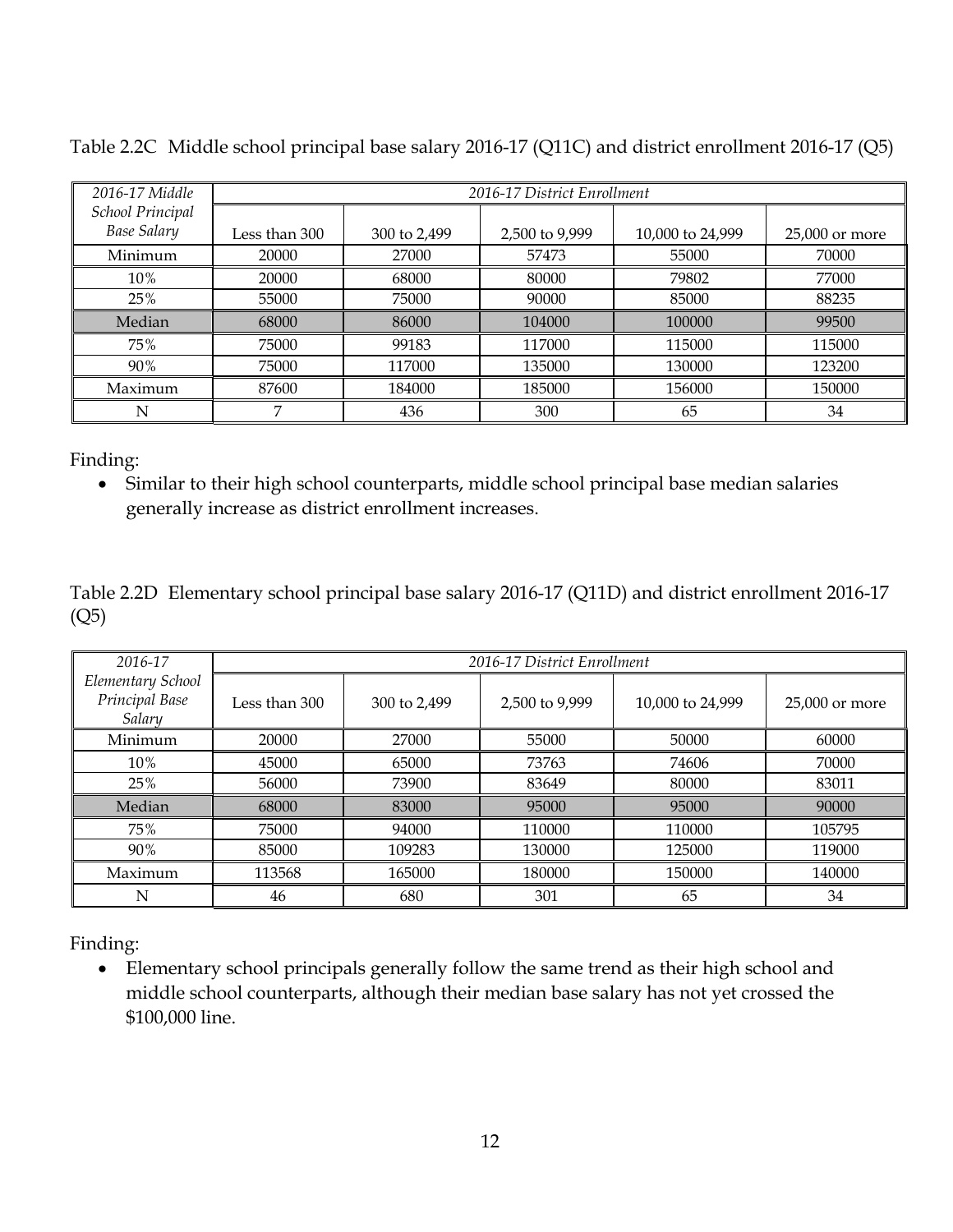Table 2.2C Middle school principal base salary 2016-17 (Q11C) and district enrollment 2016-17 (Q5)

| *2016-17 Middle School Principal Base Salary* | *2016-17 District Enrollment* | | | | |
|---|---|---|---|---|---|
| | Less than 300 | 300 to 2,499 | 2,500 to 9,999 | 10,000 to 24,999 | 25,000 or more |
| Minimum | 20000 | 27000 | 57473 | 55000 | 70000 |
| 10% | 20000 | 68000 | 80000 | 79802 | 77000 |
| 25% | 55000 | 75000 | 90000 | 85000 | 88235 |
| Median | 68000 | 86000 | 104000 | 100000 | 99500 |
| 75% | 75000 | 99183 | 117000 | 115000 | 115000 |
| 90% | 75000 | 117000 | 135000 | 130000 | 123200 |
| Maximum | 87600 | 184000 | 185000 | 156000 | 150000 |
| N | 7 | 436 | 300 | 65 | 34 |

Finding:

- Similar to their high school counterparts, middle school principal base median salaries generally increase as district enrollment increases.

Table 2.2D Elementary school principal base salary 2016-17 (Q11D) and district enrollment 2016-17 (Q5)

| *2016-17 Elementary School Principal Base Salary* | *2016-17 District Enrollment* | | | | |
|---|---|---|---|---|---|
| | Less than 300 | 300 to 2,499 | 2,500 to 9,999 | 10,000 to 24,999 | 25,000 or more |
| Minimum | 20000 | 27000 | 55000 | 50000 | 60000 |
| 10% | 45000 | 65000 | 73763 | 74606 | 70000 |
| 25% | 56000 | 73900 | 83649 | 80000 | 83011 |
| Median | 68000 | 83000 | 95000 | 95000 | 90000 |
| 75% | 75000 | 94000 | 110000 | 110000 | 105795 |
| 90% | 85000 | 109283 | 130000 | 125000 | 119000 |
| Maximum | 113568 | 165000 | 180000 | 150000 | 140000 |
| N | 46 | 680 | 301 | 65 | 34 |

Finding:

- Elementary school principals generally follow the same trend as their high school and middle school counterparts, although their median base salary has not yet crossed the $100,000 line.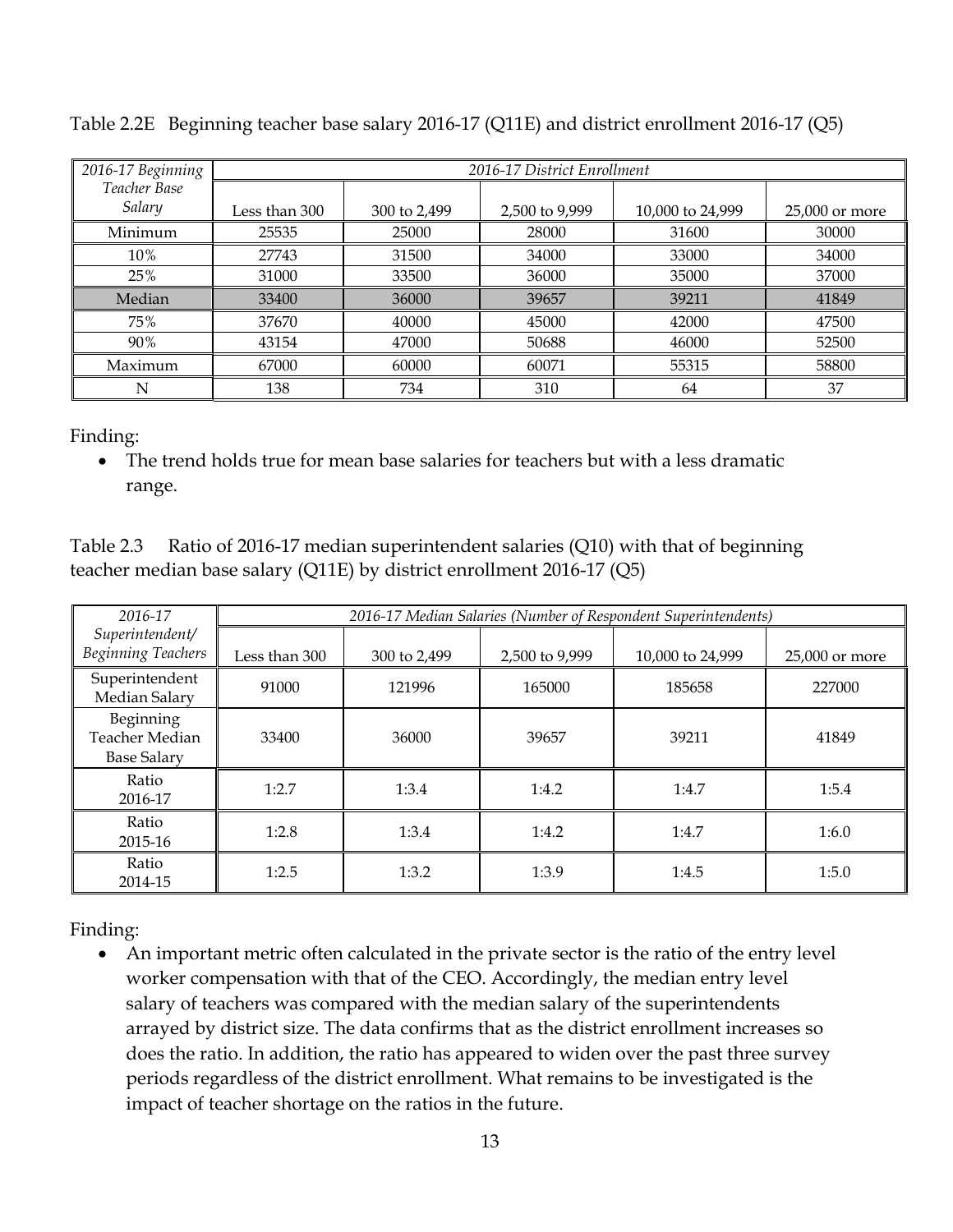Table 2.2E Beginning teacher base salary 2016-17 (Q11E) and district enrollment 2016-17 (Q5)

| *2016-17 Beginning Teacher Base Salary* | *2016-17 District Enrollment* | | | | |
|---|---|---|---|---|---|
| | Less than 300 | 300 to 2,499 | 2,500 to 9,999 | 10,000 to 24,999 | 25,000 or more |
| Minimum | 25535 | 25000 | 28000 | 31600 | 30000 |
| 10% | 27743 | 31500 | 34000 | 33000 | 34000 |
| 25% | 31000 | 33500 | 36000 | 35000 | 37000 |
| Median | 33400 | 36000 | 39657 | 39211 | 41849 |
| 75% | 37670 | 40000 | 45000 | 42000 | 47500 |
| 90% | 43154 | 47000 | 50688 | 46000 | 52500 |
| Maximum | 67000 | 60000 | 60071 | 55315 | 58800 |
| N | 138 | 734 | 310 | 64 | 37 |

Finding:

- The trend holds true for mean base salaries for teachers but with a less dramatic range.

Table 2.3 Ratio of 2016-17 median superintendent salaries (Q10) with that of beginning teacher median base salary (Q11E) by district enrollment 2016-17 (Q5)

| *2016-17 Superintendent/ Beginning Teachers* | *2016-17 Median Salaries (Number of Respondent Superintendents)* | | | | |
|---|---|---|---|---|---|
| | Less than 300 | 300 to 2,499 | 2,500 to 9,999 | 10,000 to 24,999 | 25,000 or more |
| Superintendent Median Salary | 91000 | 121996 | 165000 | 185658 | 227000 |
| Beginning Teacher Median Base Salary | 33400 | 36000 | 39657 | 39211 | 41849 |
| Ratio 2016-17 | 1:2.7 | 1:3.4 | 1:4.2 | 1:4.7 | 1:5.4 |
| Ratio 2015-16 | 1:2.8 | 1:3.4 | 1:4.2 | 1:4.7 | 1:6.0 |
| Ratio 2014-15 | 1:2.5 | 1:3.2 | 1:3.9 | 1:4.5 | 1:5.0 |

Finding:

- An important metric often calculated in the private sector is the ratio of the entry level worker compensation with that of the CEO. Accordingly, the median entry level salary of teachers was compared with the median salary of the superintendents arrayed by district size. The data confirms that as the district enrollment increases so does the ratio. In addition, the ratio has appeared to widen over the past three survey periods regardless of the district enrollment. What remains to be investigated is the impact of teacher shortage on the ratios in the future.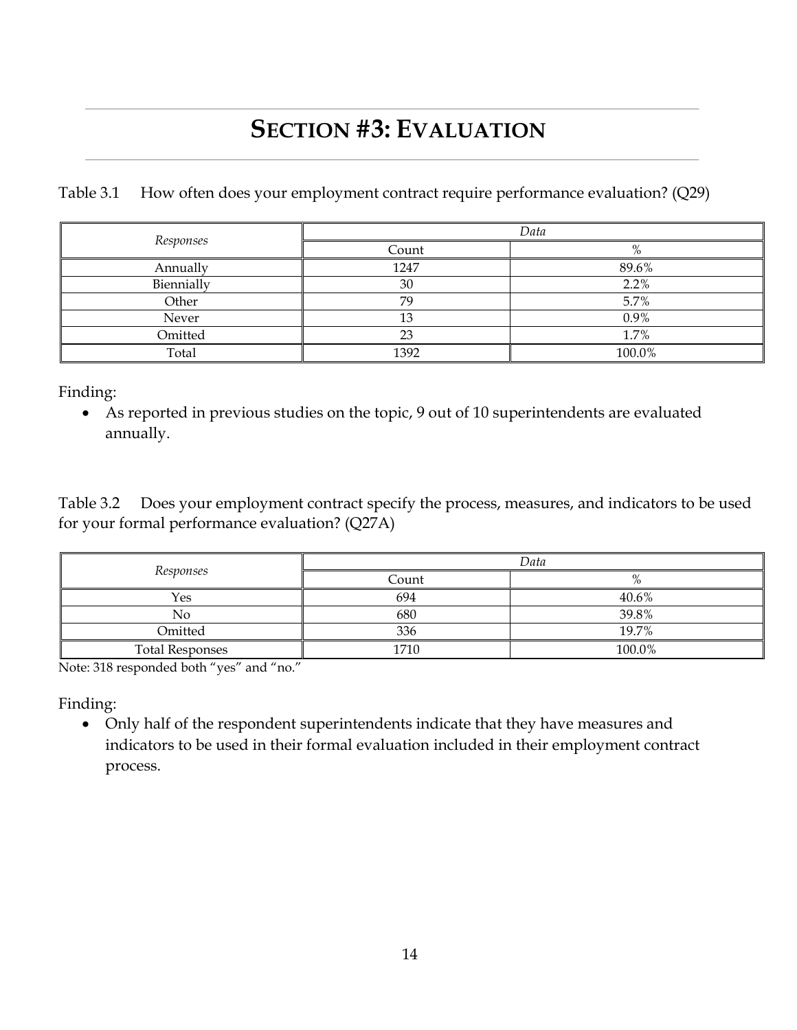# SECTION #3: EVALUATION

Table 3.1 How often does your employment contract require performance evaluation? (Q29)

| *Responses* | *Data* | |
|---|---|---|
| | Count | % |
| Annually | 1247 | 89.6% |
| Biennially | 30 | 2.2% |
| Other | 79 | 5.7% |
| Never | 13 | 0.9% |
| Omitted | 23 | 1.7% |
| Total | 1392 | 100.0% |

Finding:

- As reported in previous studies on the topic, 9 out of 10 superintendents are evaluated annually.

Table 3.2 Does your employment contract specify the process, measures, and indicators to be used for your formal performance evaluation? (Q27A)

| *Responses* | *Data* | |
|---|---|---|
| | Count | % |
| Yes | 694 | 40.6% |
| No | 680 | 39.8% |
| Omitted | 336 | 19.7% |
| Total Responses | 1710 | 100.0% |

Note: 318 responded both "yes" and "no."

Finding:

- Only half of the respondent superintendents indicate that they have measures and indicators to be used in their formal evaluation included in their employment contract process.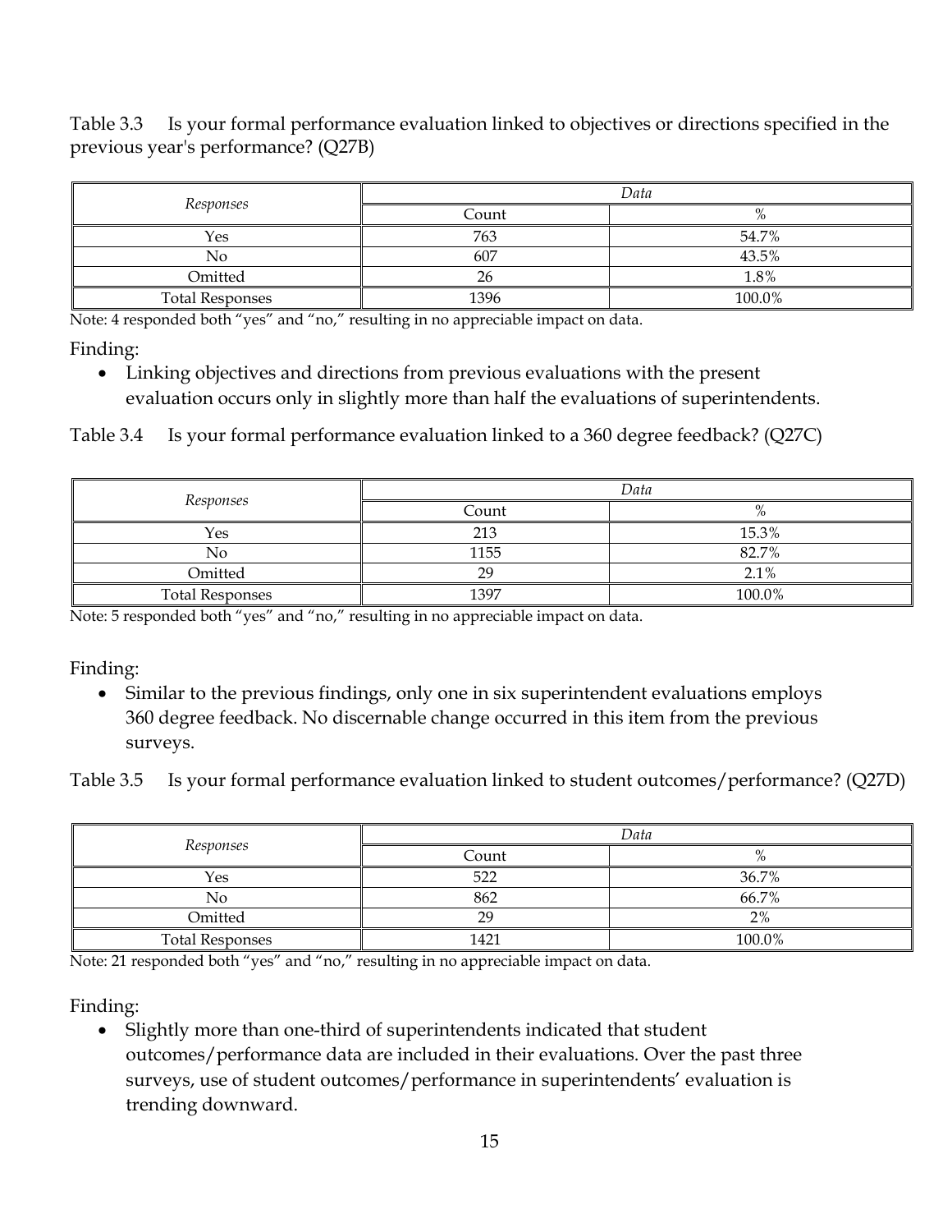Table 3.3 Is your formal performance evaluation linked to objectives or directions specified in the previous year's performance? (Q27B)

| *Responses* | *Data* | |
|---|---|---|
| | Count | % |
| Yes | 763 | 54.7% |
| No | 607 | 43.5% |
| Omitted | 26 | 1.8% |
| Total Responses | 1396 | 100.0% |

Note: 4 responded both "yes" and "no," resulting in no appreciable impact on data.

Finding:

- Linking objectives and directions from previous evaluations with the present evaluation occurs only in slightly more than half the evaluations of superintendents.

Table 3.4 Is your formal performance evaluation linked to a 360 degree feedback? (Q27C)

| *Responses* | *Data* | |
|---|---|---|
| | Count | % |
| Yes | 213 | 15.3% |
| No | 1155 | 82.7% |
| Omitted | 29 | 2.1% |
| Total Responses | 1397 | 100.0% |

Note: 5 responded both "yes" and "no," resulting in no appreciable impact on data.

Finding:

- Similar to the previous findings, only one in six superintendent evaluations employs 360 degree feedback. No discernable change occurred in this item from the previous surveys.

Table 3.5 Is your formal performance evaluation linked to student outcomes/performance? (Q27D)

| *Responses* | *Data* | |
|---|---|---|
| | Count | % |
| Yes | 522 | 36.7% |
| No | 862 | 66.7% |
| Omitted | 29 | 2% |
| Total Responses | 1421 | 100.0% |

Note: 21 responded both "yes" and "no," resulting in no appreciable impact on data.

Finding:

- Slightly more than one-third of superintendents indicated that student outcomes/performance data are included in their evaluations. Over the past three surveys, use of student outcomes/performance in superintendents' evaluation is trending downward.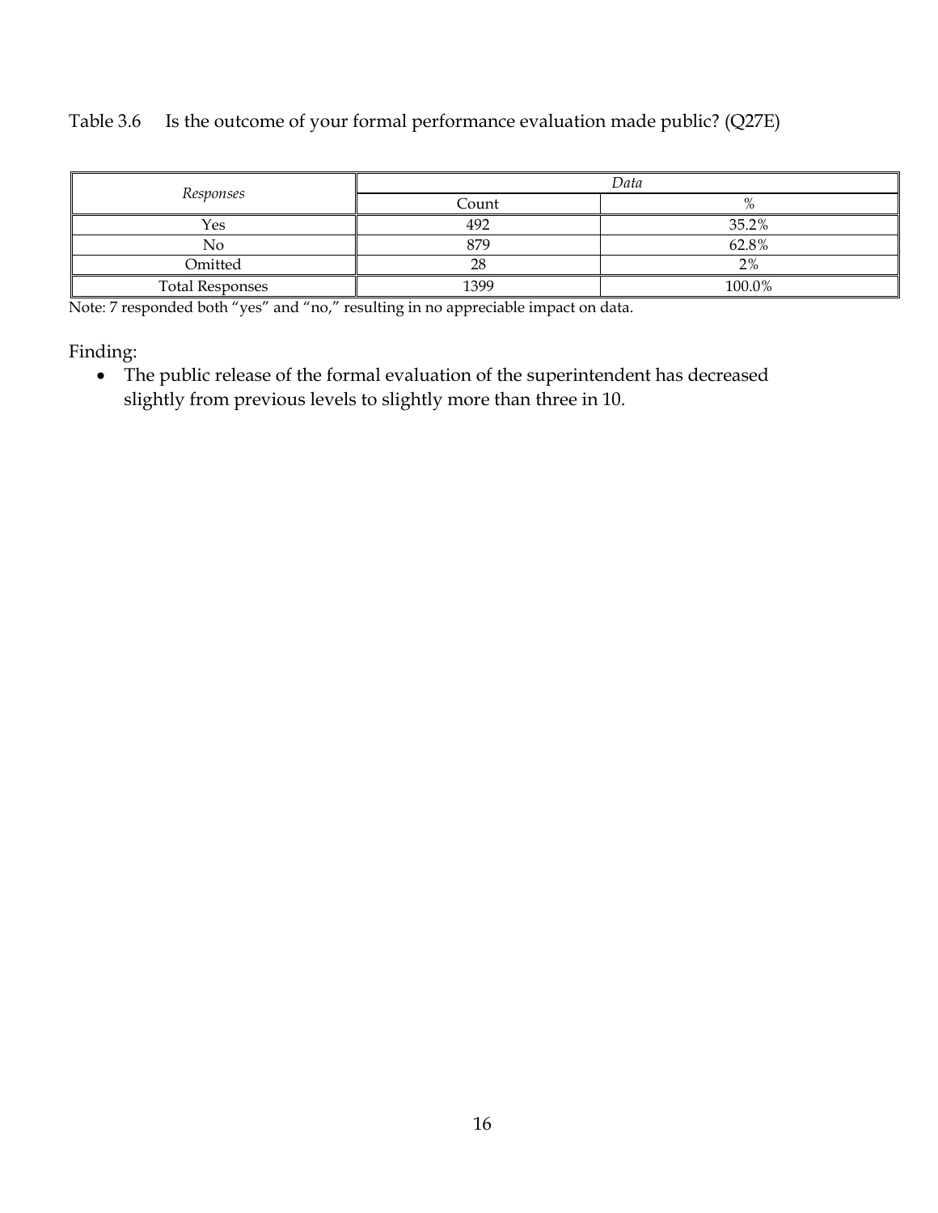Table 3.6 Is the outcome of your formal performance evaluation made public? (Q27E)

| *Responses* | *Data* | |
|---|---|---|
| | Count | % |
| Yes | 492 | 35.2% |
| No | 879 | 62.8% |
| Omitted | 28 | 2% |
| Total Responses | 1399 | 100.0% |

Note: 7 responded both “yes” and “no,” resulting in no appreciable impact on data.

Finding:

- The public release of the formal evaluation of the superintendent has decreased slightly from previous levels to slightly more than three in 10.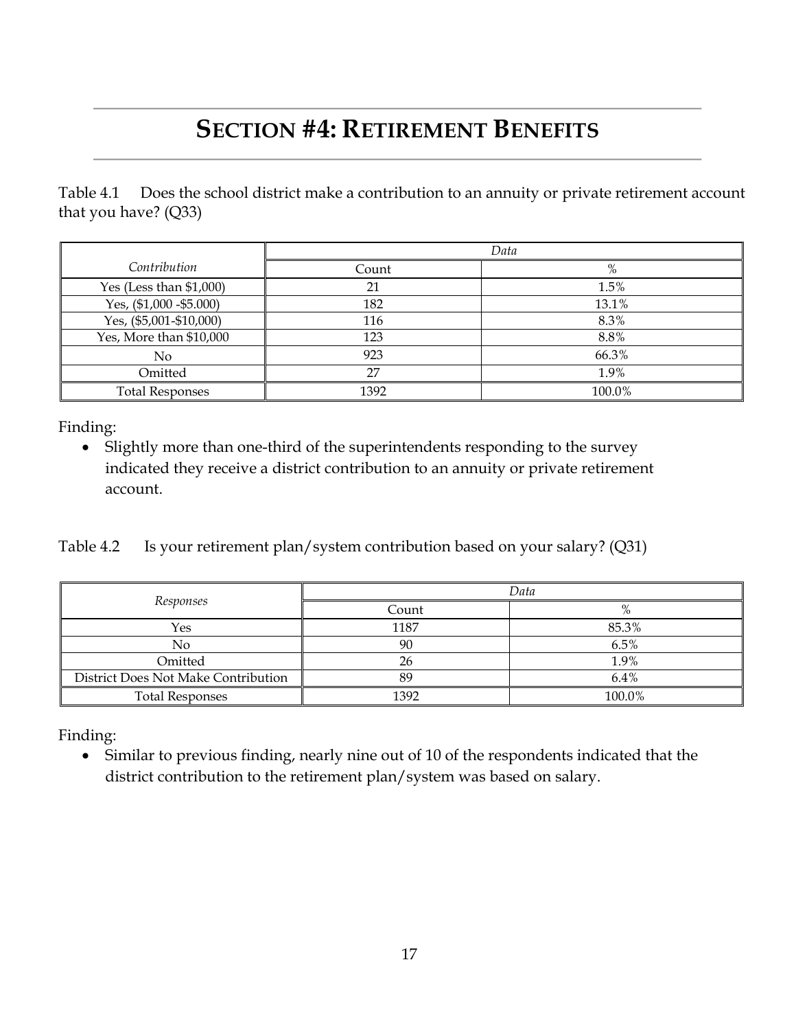# SECTION #4: RETIREMENT BENEFITS

Table 4.1 Does the school district make a contribution to an annuity or private retirement account that you have? (Q33)

| | *Data* | |
|---|---|---|
| *Contribution* | Count | % |
| Yes (Less than $1,000) | 21 | 1.5% |
| Yes, ($1,000 -$5.000) | 182 | 13.1% |
| Yes, ($5,001-$10,000) | 116 | 8.3% |
| Yes, More than $10,000 | 123 | 8.8% |
| No | 923 | 66.3% |
| Omitted | 27 | 1.9% |
| Total Responses | 1392 | 100.0% |

Finding:

- Slightly more than one-third of the superintendents responding to the survey indicated they receive a district contribution to an annuity or private retirement account.

Table 4.2 Is your retirement plan/system contribution based on your salary? (Q31)

| *Responses* | *Data* | |
|---|---|---|
| | Count | % |
| Yes | 1187 | 85.3% |
| No | 90 | 6.5% |
| Omitted | 26 | 1.9% |
| District Does Not Make Contribution | 89 | 6.4% |
| Total Responses | 1392 | 100.0% |

Finding:

- Similar to previous finding, nearly nine out of 10 of the respondents indicated that the district contribution to the retirement plan/system was based on salary.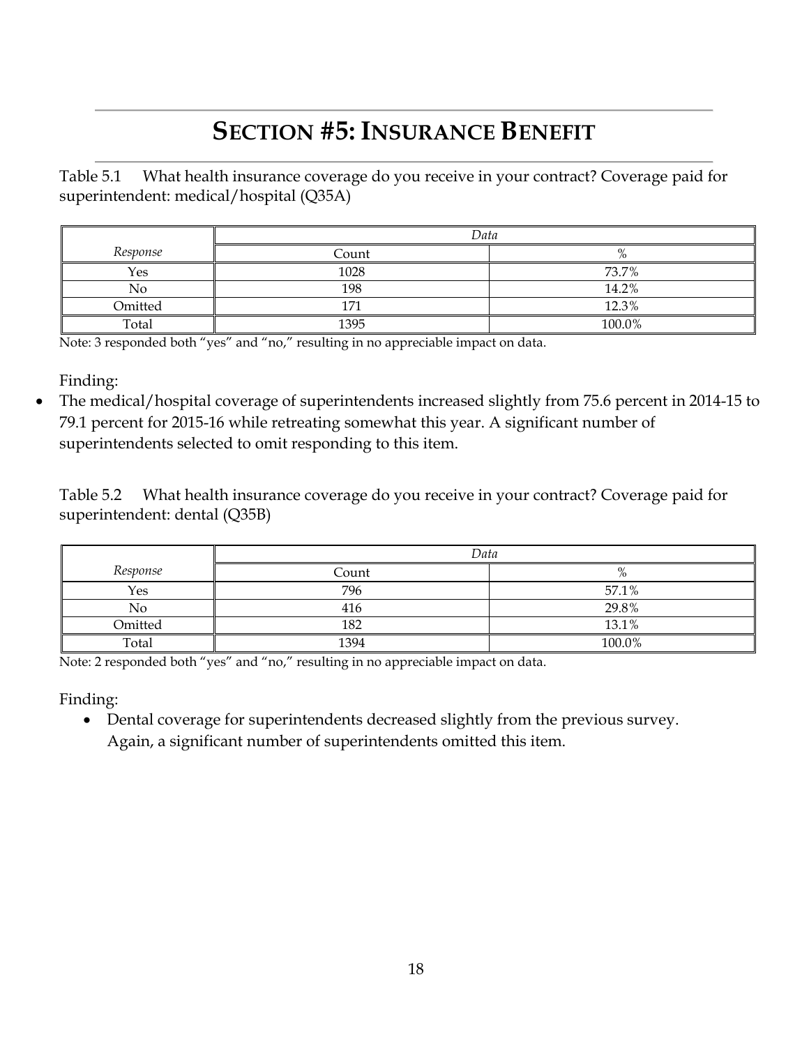# SECTION #5: INSURANCE BENEFIT

Table 5.1 What health insurance coverage do you receive in your contract? Coverage paid for superintendent: medical/hospital (Q35A)

| | *Data* | |
|---|---|---|
| *Response* | Count | % |
| Yes | 1028 | 73.7% |
| No | 198 | 14.2% |
| Omitted | 171 | 12.3% |
| Total | 1395 | 100.0% |

Note: 3 responded both "yes" and "no," resulting in no appreciable impact on data.

Finding:

- The medical/hospital coverage of superintendents increased slightly from 75.6 percent in 2014-15 to 79.1 percent for 2015-16 while retreating somewhat this year. A significant number of superintendents selected to omit responding to this item.

Table 5.2 What health insurance coverage do you receive in your contract? Coverage paid for superintendent: dental (Q35B)

| | *Data* | |
|---|---|---|
| *Response* | Count | % |
| Yes | 796 | 57.1% |
| No | 416 | 29.8% |
| Omitted | 182 | 13.1% |
| Total | 1394 | 100.0% |

Note: 2 responded both "yes" and "no," resulting in no appreciable impact on data.

Finding:

- Dental coverage for superintendents decreased slightly from the previous survey. Again, a significant number of superintendents omitted this item.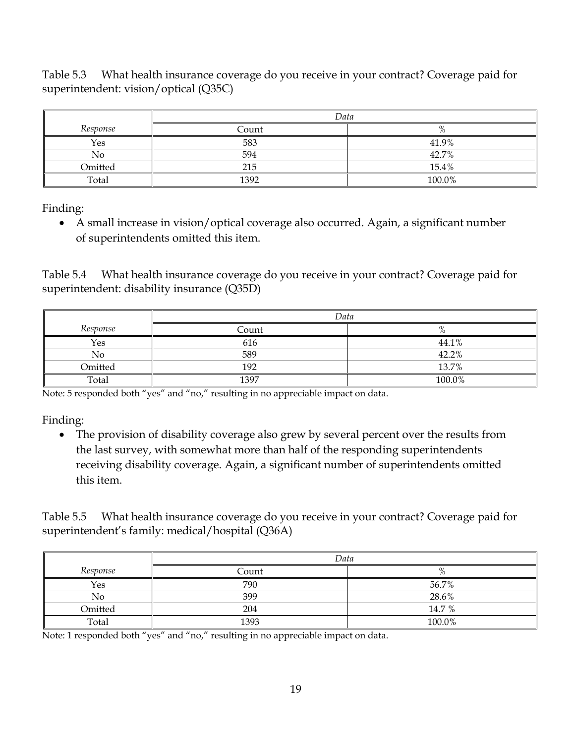Table 5.3 What health insurance coverage do you receive in your contract? Coverage paid for superintendent: vision/optical (Q35C)

| | *Data* | |
|---|---|---|
| *Response* | Count | % |
| Yes | 583 | 41.9% |
| No | 594 | 42.7% |
| Omitted | 215 | 15.4% |
| Total | 1392 | 100.0% |

Finding:

- A small increase in vision/optical coverage also occurred. Again, a significant number of superintendents omitted this item.

Table 5.4 What health insurance coverage do you receive in your contract? Coverage paid for superintendent: disability insurance (Q35D)

| | *Data* | |
|---|---|---|
| *Response* | Count | % |
| Yes | 616 | 44.1% |
| No | 589 | 42.2% |
| Omitted | 192 | 13.7% |
| Total | 1397 | 100.0% |

Note: 5 responded both "yes" and "no," resulting in no appreciable impact on data.

Finding:

- The provision of disability coverage also grew by several percent over the results from the last survey, with somewhat more than half of the responding superintendents receiving disability coverage. Again, a significant number of superintendents omitted this item.

Table 5.5 What health insurance coverage do you receive in your contract? Coverage paid for superintendent's family: medical/hospital (Q36A)

| | *Data* | |
|---|---|---|
| *Response* | Count | % |
| Yes | 790 | 56.7% |
| No | 399 | 28.6% |
| Omitted | 204 | 14.7 % |
| Total | 1393 | 100.0% |

Note: 1 responded both "yes" and "no," resulting in no appreciable impact on data.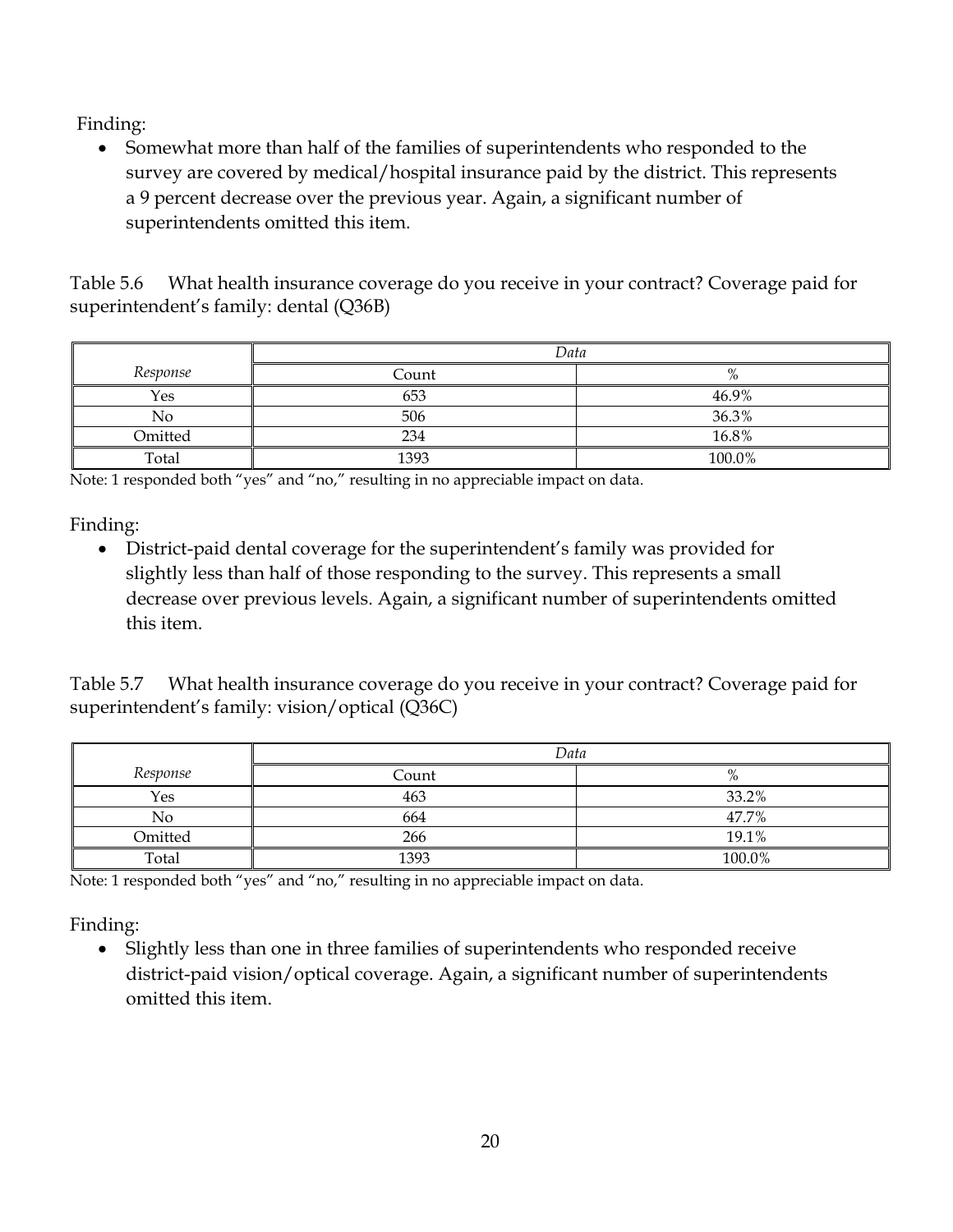Finding:

- Somewhat more than half of the families of superintendents who responded to the survey are covered by medical/hospital insurance paid by the district. This represents a 9 percent decrease over the previous year. Again, a significant number of superintendents omitted this item.

Table 5.6 What health insurance coverage do you receive in your contract? Coverage paid for superintendent's family: dental (Q36B)

| | *Data* | |
|---|---|---|
| *Response* | Count | % |
| Yes | 653 | 46.9% |
| No | 506 | 36.3% |
| Omitted | 234 | 16.8% |
| Total | 1393 | 100.0% |

Note: 1 responded both "yes" and "no," resulting in no appreciable impact on data.

Finding:

- District-paid dental coverage for the superintendent's family was provided for slightly less than half of those responding to the survey. This represents a small decrease over previous levels. Again, a significant number of superintendents omitted this item.

Table 5.7 What health insurance coverage do you receive in your contract? Coverage paid for superintendent's family: vision/optical (Q36C)

| | *Data* | |
|---|---|---|
| *Response* | Count | % |
| Yes | 463 | 33.2% |
| No | 664 | 47.7% |
| Omitted | 266 | 19.1% |
| Total | 1393 | 100.0% |

Note: 1 responded both "yes" and "no," resulting in no appreciable impact on data.

Finding:

- Slightly less than one in three families of superintendents who responded receive district-paid vision/optical coverage. Again, a significant number of superintendents omitted this item.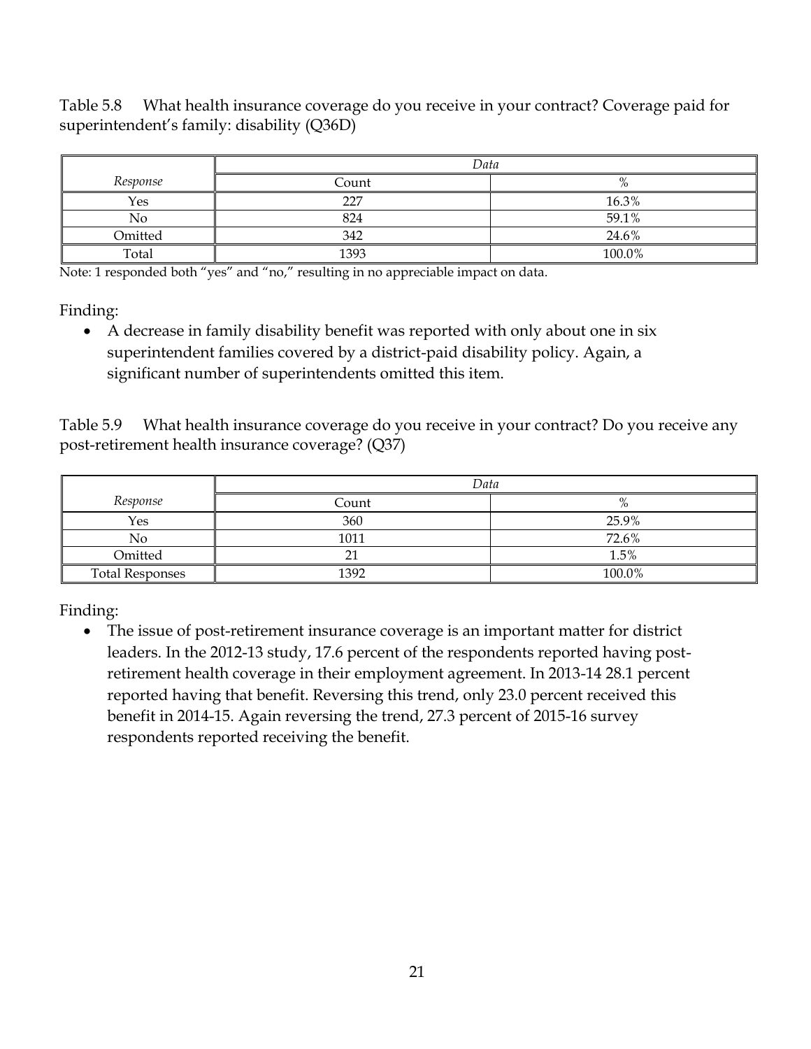Table 5.8 What health insurance coverage do you receive in your contract? Coverage paid for superintendent's family: disability (Q36D)

| | *Data* | |
|---|---|---|
| *Response* | Count | % |
| Yes | 227 | 16.3% |
| No | 824 | 59.1% |
| Omitted | 342 | 24.6% |
| Total | 1393 | 100.0% |

Note: 1 responded both "yes" and "no," resulting in no appreciable impact on data.

Finding:

- A decrease in family disability benefit was reported with only about one in six superintendent families covered by a district-paid disability policy. Again, a significant number of superintendents omitted this item.

Table 5.9 What health insurance coverage do you receive in your contract? Do you receive any post-retirement health insurance coverage? (Q37)

| | *Data* | |
|---|---|---|
| *Response* | Count | % |
| Yes | 360 | 25.9% |
| No | 1011 | 72.6% |
| Omitted | 21 | 1.5% |
| Total Responses | 1392 | 100.0% |

Finding:

- The issue of post-retirement insurance coverage is an important matter for district leaders. In the 2012-13 study, 17.6 percent of the respondents reported having post-retirement health coverage in their employment agreement. In 2013-14 28.1 percent reported having that benefit. Reversing this trend, only 23.0 percent received this benefit in 2014-15. Again reversing the trend, 27.3 percent of 2015-16 survey respondents reported receiving the benefit.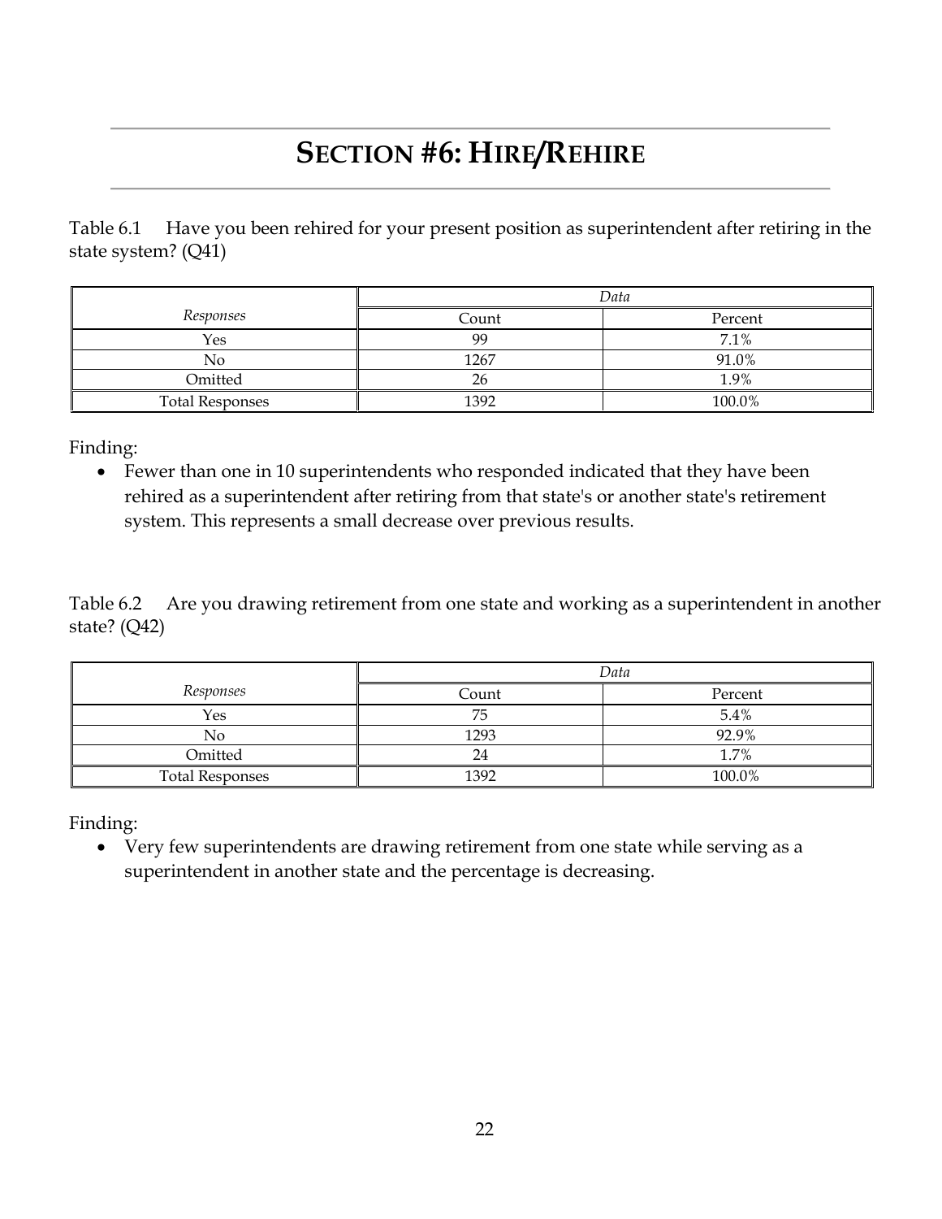# SECTION #6: HIRE/REHIRE

Table 6.1 Have you been rehired for your present position as superintendent after retiring in the state system? (Q41)

| *Responses* | *Data* | |
|---|---|---|
| | Count | Percent |
| Yes | 99 | 7.1% |
| No | 1267 | 91.0% |
| Omitted | 26 | 1.9% |
| Total Responses | 1392 | 100.0% |

Finding:

- Fewer than one in 10 superintendents who responded indicated that they have been rehired as a superintendent after retiring from that state's or another state's retirement system. This represents a small decrease over previous results.

Table 6.2 Are you drawing retirement from one state and working as a superintendent in another state? (Q42)

| *Responses* | *Data* | |
|---|---|---|
| | Count | Percent |
| Yes | 75 | 5.4% |
| No | 1293 | 92.9% |
| Omitted | 24 | 1.7% |
| Total Responses | 1392 | 100.0% |

Finding:

- Very few superintendents are drawing retirement from one state while serving as a superintendent in another state and the percentage is decreasing.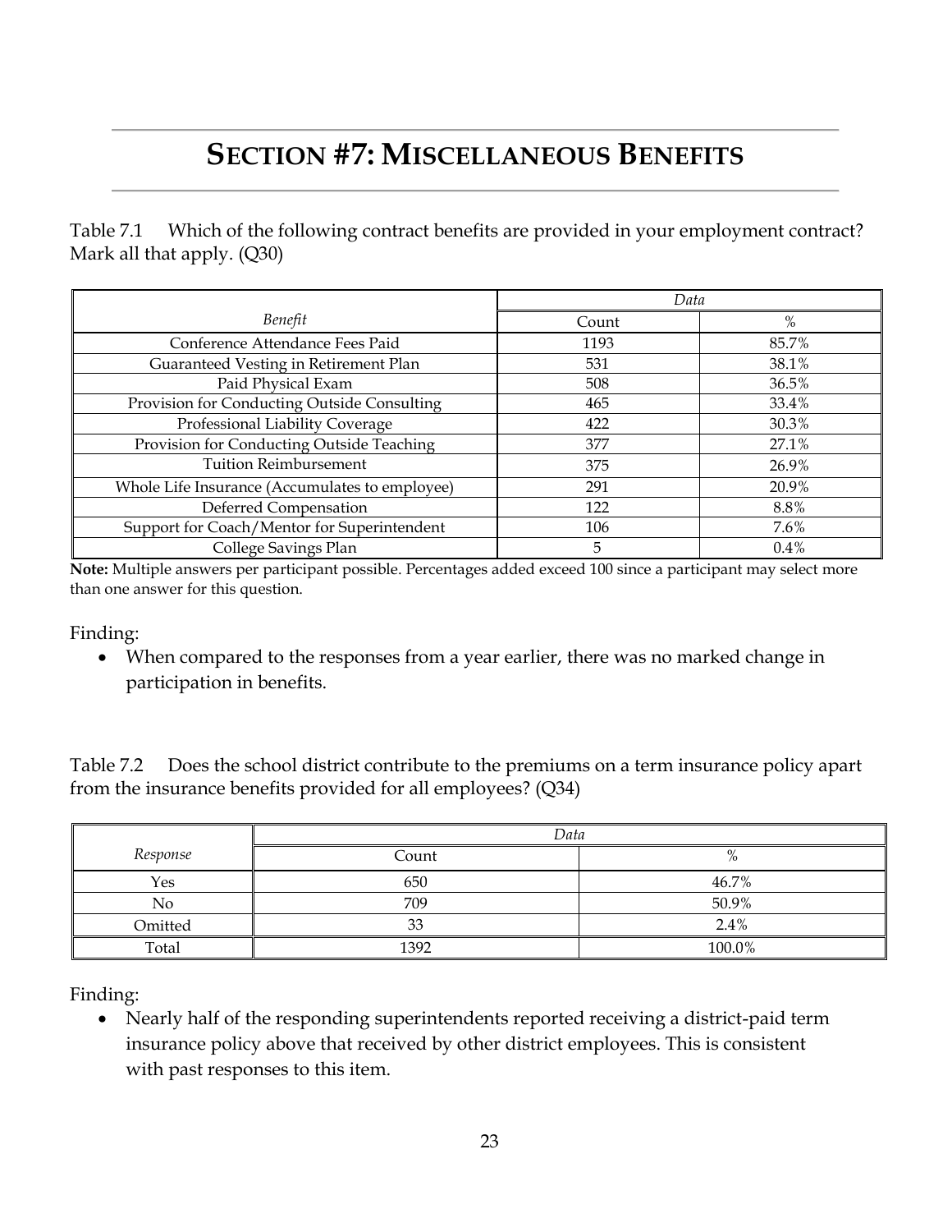# SECTION #7: MISCELLANEOUS BENEFITS

Table 7.1 Which of the following contract benefits are provided in your employment contract? Mark all that apply. (Q30)

| | *Data* | |
|---|---|---|
| *Benefit* | Count | % |
| Conference Attendance Fees Paid | 1193 | 85.7% |
| Guaranteed Vesting in Retirement Plan | 531 | 38.1% |
| Paid Physical Exam | 508 | 36.5% |
| Provision for Conducting Outside Consulting | 465 | 33.4% |
| Professional Liability Coverage | 422 | 30.3% |
| Provision for Conducting Outside Teaching | 377 | 27.1% |
| Tuition Reimbursement | 375 | 26.9% |
| Whole Life Insurance (Accumulates to employee) | 291 | 20.9% |
| Deferred Compensation | 122 | 8.8% |
| Support for Coach/Mentor for Superintendent | 106 | 7.6% |
| College Savings Plan | 5 | 0.4% |

**Note:** Multiple answers per participant possible. Percentages added exceed 100 since a participant may select more than one answer for this question.

Finding:

- When compared to the responses from a year earlier, there was no marked change in participation in benefits.

Table 7.2 Does the school district contribute to the premiums on a term insurance policy apart from the insurance benefits provided for all employees? (Q34)

| | *Data* | |
|---|---|---|
| *Response* | Count | % |
| Yes | 650 | 46.7% |
| No | 709 | 50.9% |
| Omitted | 33 | 2.4% |
| Total | 1392 | 100.0% |

Finding:

- Nearly half of the responding superintendents reported receiving a district-paid term insurance policy above that received by other district employees. This is consistent with past responses to this item.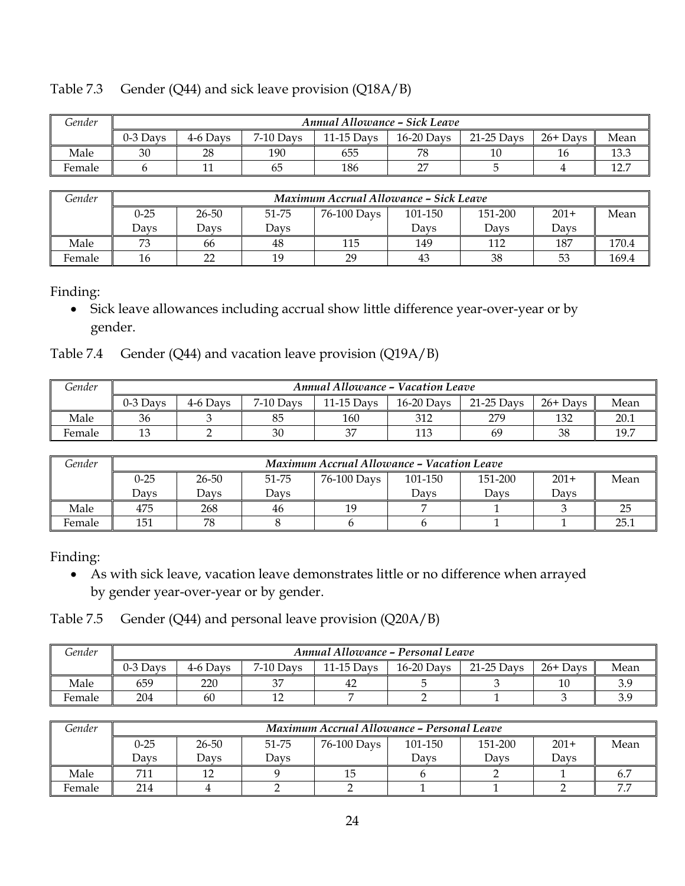Table 7.3 Gender (Q44) and sick leave provision (Q18A/B)

| Gender | *Annual Allowance – Sick Leave* | | | | | | | |
|---|---|---|---|---|---|---|---|---|
| | 0-3 Days | 4-6 Days | 7-10 Days | 11-15 Days | 16-20 Days | 21-25 Days | 26+ Days | Mean |
| Male | 30 | 28 | 190 | 655 | 78 | 10 | 16 | 13.3 |
| Female | 6 | 11 | 65 | 186 | 27 | 5 | 4 | 12.7 |

| Gender | *Maximum Accrual Allowance – Sick Leave* | | | | | | | |
|---|---|---|---|---|---|---|---|---|
| | 0-25 Days | 26-50 Days | 51-75 Days | 76-100 Days | 101-150 Days | 151-200 Days | 201+ Days | Mean |
| Male | 73 | 66 | 48 | 115 | 149 | 112 | 187 | 170.4 |
| Female | 16 | 22 | 19 | 29 | 43 | 38 | 53 | 169.4 |

Finding:

- Sick leave allowances including accrual show little difference year-over-year or by gender.

Table 7.4 Gender (Q44) and vacation leave provision (Q19A/B)

| Gender | *Annual Allowance – Vacation Leave* | | | | | | | |
|---|---|---|---|---|---|---|---|---|
| | 0-3 Days | 4-6 Days | 7-10 Days | 11-15 Days | 16-20 Days | 21-25 Days | 26+ Days | Mean |
| Male | 36 | 3 | 85 | 160 | 312 | 279 | 132 | 20.1 |
| Female | 13 | 2 | 30 | 37 | 113 | 69 | 38 | 19.7 |

| Gender | *Maximum Accrual Allowance – Vacation Leave* | | | | | | | |
|---|---|---|---|---|---|---|---|---|
| | 0-25 Days | 26-50 Days | 51-75 Days | 76-100 Days | 101-150 Days | 151-200 Days | 201+ Days | Mean |
| Male | 475 | 268 | 46 | 19 | 7 | 1 | 3 | 25 |
| Female | 151 | 78 | 8 | 6 | 6 | 1 | 1 | 25.1 |

Finding:

- As with sick leave, vacation leave demonstrates little or no difference when arrayed by gender year-over-year or by gender.

Table 7.5 Gender (Q44) and personal leave provision (Q20A/B)

| Gender | *Annual Allowance – Personal Leave* | | | | | | | |
|---|---|---|---|---|---|---|---|---|
| | 0-3 Days | 4-6 Days | 7-10 Days | 11-15 Days | 16-20 Days | 21-25 Days | 26+ Days | Mean |
| Male | 659 | 220 | 37 | 42 | 5 | 3 | 10 | 3.9 |
| Female | 204 | 60 | 12 | 7 | 2 | 1 | 3 | 3.9 |

| Gender | *Maximum Accrual Allowance – Personal Leave* | | | | | | | |
|---|---|---|---|---|---|---|---|---|
| | 0-25 Days | 26-50 Days | 51-75 Days | 76-100 Days | 101-150 Days | 151-200 Days | 201+ Days | Mean |
| Male | 711 | 12 | 9 | 15 | 6 | 2 | 1 | 6.7 |
| Female | 214 | 4 | 2 | 2 | 1 | 1 | 2 | 7.7 |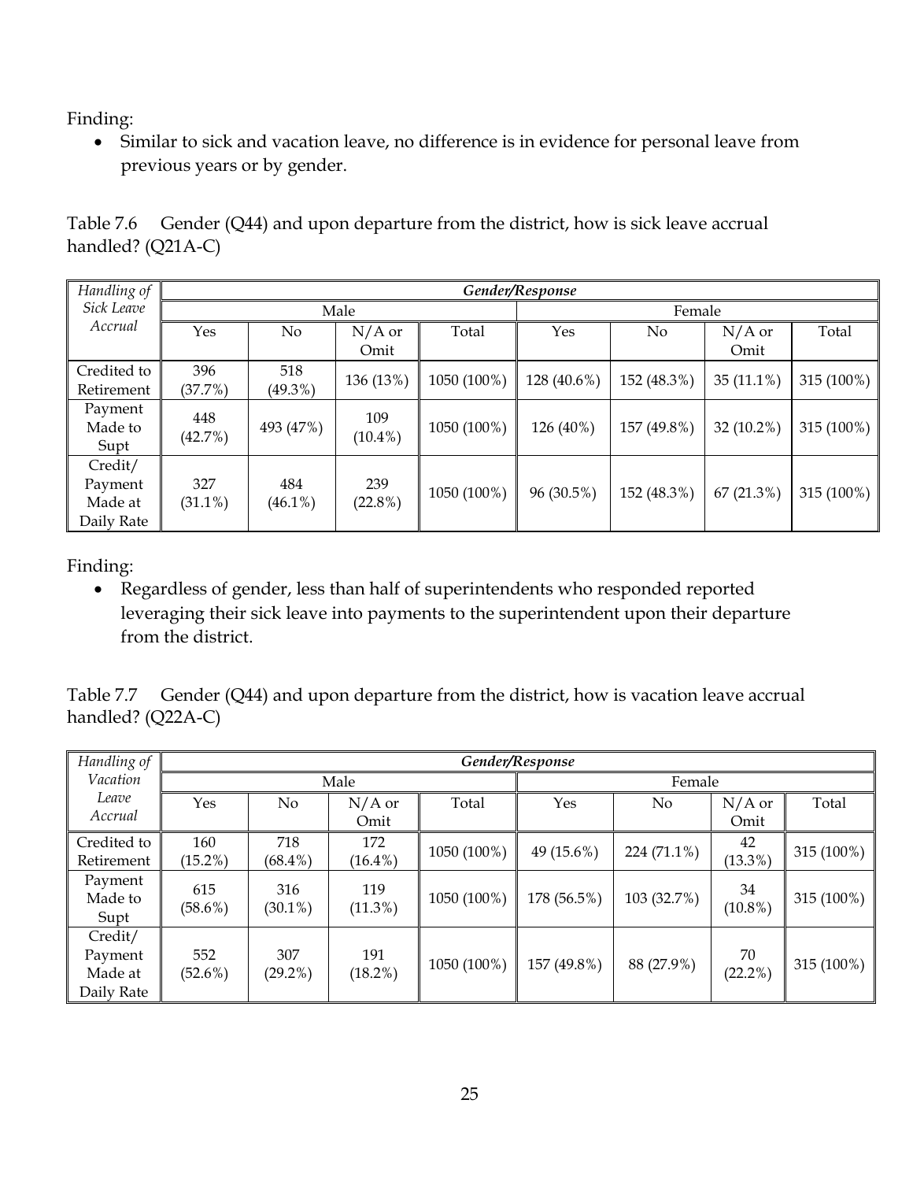Finding:

- Similar to sick and vacation leave, no difference is in evidence for personal leave from previous years or by gender.

Table 7.6 Gender (Q44) and upon departure from the district, how is sick leave accrual handled? (Q21A-C)

| *Handling of Sick Leave Accrual* | ***Gender/Response*** | | | | | | | |
|---|---|---|---|---|---|---|---|---|
| | Male | | | | Female | | | |
| | Yes | No | N/A or Omit | Total | Yes | No | N/A or Omit | Total |
| Credited to Retirement | 396 (37.7%) | 518 (49.3%) | 136 (13%) | 1050 (100%) | 128 (40.6%) | 152 (48.3%) | 35 (11.1%) | 315 (100%) |
| Payment Made to Supt | 448 (42.7%) | 493 (47%) | 109 (10.4%) | 1050 (100%) | 126 (40%) | 157 (49.8%) | 32 (10.2%) | 315 (100%) |
| Credit/ Payment Made at Daily Rate | 327 (31.1%) | 484 (46.1%) | 239 (22.8%) | 1050 (100%) | 96 (30.5%) | 152 (48.3%) | 67 (21.3%) | 315 (100%) |

Finding:

- Regardless of gender, less than half of superintendents who responded reported leveraging their sick leave into payments to the superintendent upon their departure from the district.

Table 7.7 Gender (Q44) and upon departure from the district, how is vacation leave accrual handled? (Q22A-C)

| *Handling of Vacation Leave Accrual* | ***Gender/Response*** | | | | | | | |
|---|---|---|---|---|---|---|---|---|
| | Male | | | | Female | | | |
| | Yes | No | N/A or Omit | Total | Yes | No | N/A or Omit | Total |
| Credited to Retirement | 160 (15.2%) | 718 (68.4%) | 172 (16.4%) | 1050 (100%) | 49 (15.6%) | 224 (71.1%) | 42 (13.3%) | 315 (100%) |
| Payment Made to Supt | 615 (58.6%) | 316 (30.1%) | 119 (11.3%) | 1050 (100%) | 178 (56.5%) | 103 (32.7%) | 34 (10.8%) | 315 (100%) |
| Credit/ Payment Made at Daily Rate | 552 (52.6%) | 307 (29.2%) | 191 (18.2%) | 1050 (100%) | 157 (49.8%) | 88 (27.9%) | 70 (22.2%) | 315 (100%) |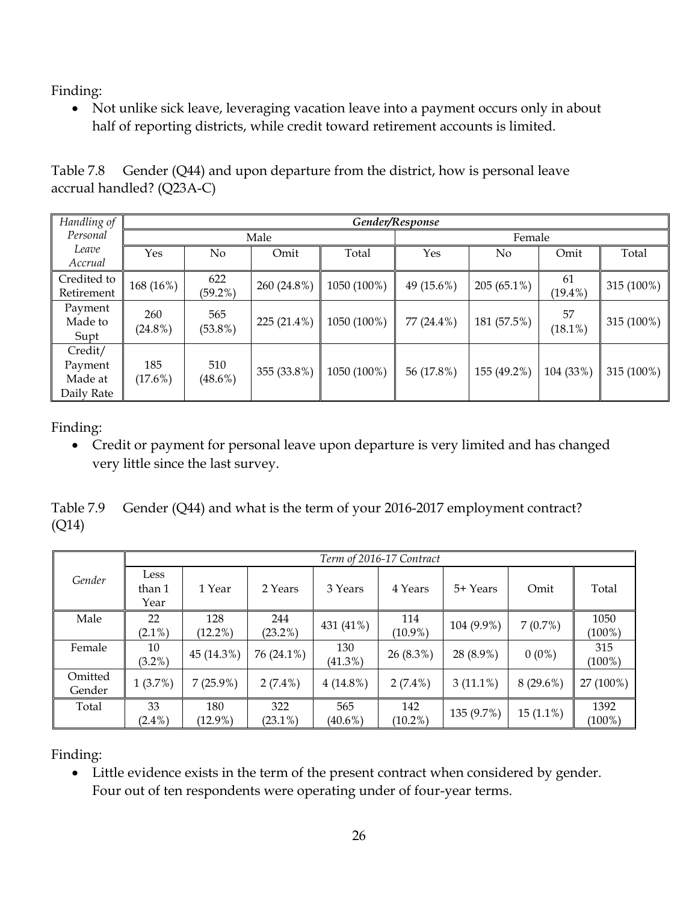Finding:

- Not unlike sick leave, leveraging vacation leave into a payment occurs only in about half of reporting districts, while credit toward retirement accounts is limited.

Table 7.8 Gender (Q44) and upon departure from the district, how is personal leave accrual handled? (Q23A-C)

| *Handling of Personal Leave Accrual* | ***Gender/Response*** | | | | | | | |
|---|---|---|---|---|---|---|---|---|
| | Male | | | | Female | | | |
| | Yes | No | Omit | Total | Yes | No | Omit | Total |
| Credited to Retirement | 168 (16%) | 622 (59.2%) | 260 (24.8%) | 1050 (100%) | 49 (15.6%) | 205 (65.1%) | 61 (19.4%) | 315 (100%) |
| Payment Made to Supt | 260 (24.8%) | 565 (53.8%) | 225 (21.4%) | 1050 (100%) | 77 (24.4%) | 181 (57.5%) | 57 (18.1%) | 315 (100%) |
| Credit/ Payment Made at Daily Rate | 185 (17.6%) | 510 (48.6%) | 355 (33.8%) | 1050 (100%) | 56 (17.8%) | 155 (49.2%) | 104 (33%) | 315 (100%) |

Finding:

- Credit or payment for personal leave upon departure is very limited and has changed very little since the last survey.

Table 7.9 Gender (Q44) and what is the term of your 2016-2017 employment contract? (Q14)

| *Gender* | *Term of 2016-17 Contract* | | | | | | | |
|---|---|---|---|---|---|---|---|---|
| | Less than 1 Year | 1 Year | 2 Years | 3 Years | 4 Years | 5+ Years | Omit | Total |
| Male | 22 (2.1%) | 128 (12.2%) | 244 (23.2%) | 431 (41%) | 114 (10.9%) | 104 (9.9%) | 7 (0.7%) | 1050 (100%) |
| Female | 10 (3.2%) | 45 (14.3%) | 76 (24.1%) | 130 (41.3%) | 26 (8.3%) | 28 (8.9%) | 0 (0%) | 315 (100%) |
| Omitted Gender | 1 (3.7%) | 7 (25.9%) | 2 (7.4%) | 4 (14.8%) | 2 (7.4%) | 3 (11.1%) | 8 (29.6%) | 27 (100%) |
| Total | 33 (2.4%) | 180 (12.9%) | 322 (23.1%) | 565 (40.6%) | 142 (10.2%) | 135 (9.7%) | 15 (1.1%) | 1392 (100%) |

Finding:

- Little evidence exists in the term of the present contract when considered by gender. Four out of ten respondents were operating under of four-year terms.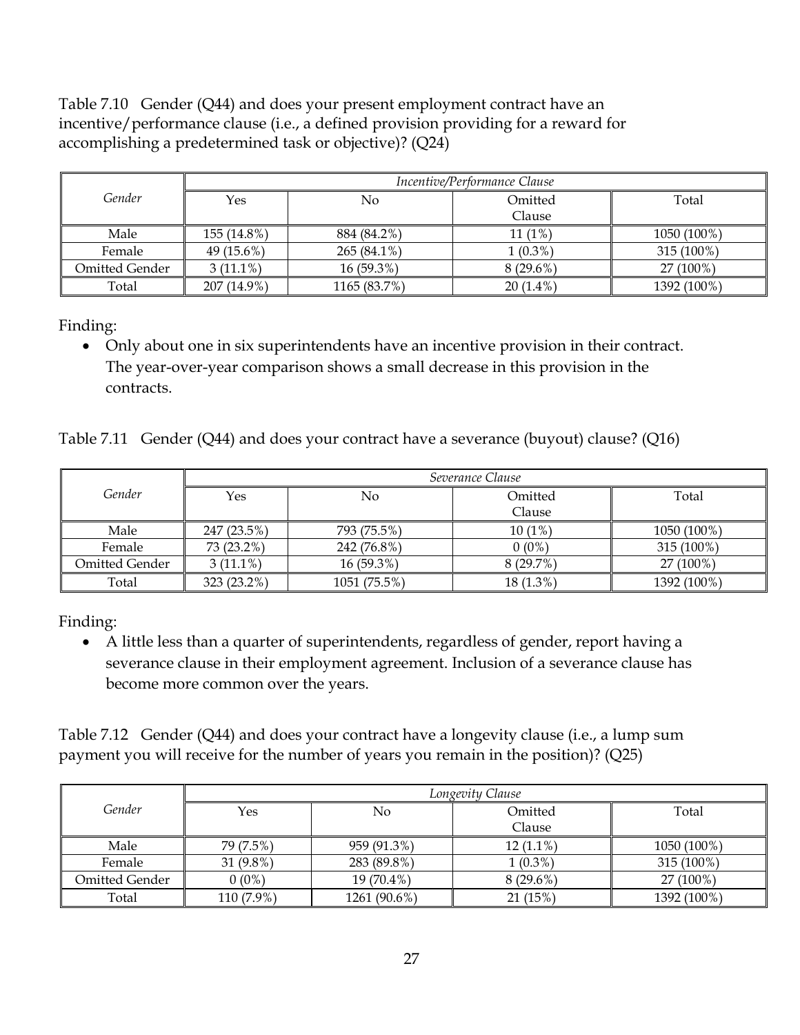Table 7.10 Gender (Q44) and does your present employment contract have an incentive/performance clause (i.e., a defined provision providing for a reward for accomplishing a predetermined task or objective)? (Q24)

| Gender | *Incentive/Performance Clause* | | | |
|---|---|---|---|---|
| | Yes | No | Omitted Clause | Total |
| Male | 155 (14.8%) | 884 (84.2%) | 11 (1%) | 1050 (100%) |
| Female | 49 (15.6%) | 265 (84.1%) | 1 (0.3%) | 315 (100%) |
| Omitted Gender | 3 (11.1%) | 16 (59.3%) | 8 (29.6%) | 27 (100%) |
| Total | 207 (14.9%) | 1165 (83.7%) | 20 (1.4%) | 1392 (100%) |

Finding:

- Only about one in six superintendents have an incentive provision in their contract. The year-over-year comparison shows a small decrease in this provision in the contracts.

Table 7.11 Gender (Q44) and does your contract have a severance (buyout) clause? (Q16)

| Gender | *Severance Clause* | | | |
|---|---|---|---|---|
| | Yes | No | Omitted Clause | Total |
| Male | 247 (23.5%) | 793 (75.5%) | 10 (1%) | 1050 (100%) |
| Female | 73 (23.2%) | 242 (76.8%) | 0 (0%) | 315 (100%) |
| Omitted Gender | 3 (11.1%) | 16 (59.3%) | 8 (29.7%) | 27 (100%) |
| Total | 323 (23.2%) | 1051 (75.5%) | 18 (1.3%) | 1392 (100%) |

Finding:

- A little less than a quarter of superintendents, regardless of gender, report having a severance clause in their employment agreement. Inclusion of a severance clause has become more common over the years.

Table 7.12 Gender (Q44) and does your contract have a longevity clause (i.e., a lump sum payment you will receive for the number of years you remain in the position)? (Q25)

| Gender | *Longevity Clause* | | | |
|---|---|---|---|---|
| | Yes | No | Omitted Clause | Total |
| Male | 79 (7.5%) | 959 (91.3%) | 12 (1.1%) | 1050 (100%) |
| Female | 31 (9.8%) | 283 (89.8%) | 1 (0.3%) | 315 (100%) |
| Omitted Gender | 0 (0%) | 19 (70.4%) | 8 (29.6%) | 27 (100%) |
| Total | 110 (7.9%) | 1261 (90.6%) | 21 (15%) | 1392 (100%) |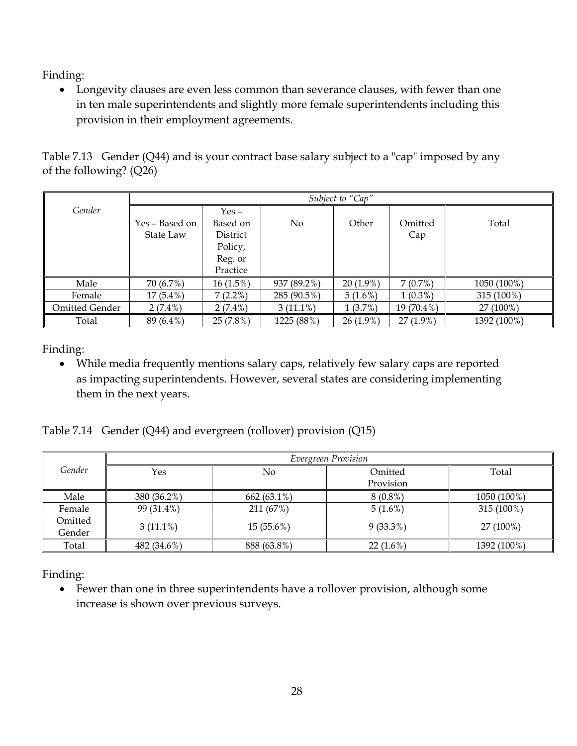Finding:

- Longevity clauses are even less common than severance clauses, with fewer than one in ten male superintendents and slightly more female superintendents including this provision in their employment agreements.

Table 7.13 Gender (Q44) and is your contract base salary subject to a "cap" imposed by any of the following? (Q26)

| *Gender* | *Subject to "Cap"* | | | | | |
|---|---|---|---|---|---|---|
| | Yes – Based on State Law | Yes – Based on District Policy, Reg. or Practice | No | Other | Omitted Cap | Total |
| Male | 70 (6.7%) | 16 (1.5%) | 937 (89.2%) | 20 (1.9%) | 7 (0.7%) | 1050 (100%) |
| Female | 17 (5.4%) | 7 (2.2%) | 285 (90.5%) | 5 (1.6%) | 1 (0.3%) | 315 (100%) |
| Omitted Gender | 2 (7.4%) | 2 (7.4%) | 3 (11.1%) | 1 (3.7%) | 19 (70.4%) | 27 (100%) |
| Total | 89 (6.4%) | 25 (7.8%) | 1225 (88%) | 26 (1.9%) | 27 (1.9%) | 1392 (100%) |

Finding:

- While media frequently mentions salary caps, relatively few salary caps are reported as impacting superintendents. However, several states are considering implementing them in the next years.

Table 7.14 Gender (Q44) and evergreen (rollover) provision (Q15)

| *Gender* | *Evergreen Provision* | | | |
|---|---|---|---|---|
| | Yes | No | Omitted Provision | Total |
| Male | 380 (36.2%) | 662 (63.1%) | 8 (0.8%) | 1050 (100%) |
| Female | 99 (31.4%) | 211 (67%) | 5 (1.6%) | 315 (100%) |
| Omitted Gender | 3 (11.1%) | 15 (55.6%) | 9 (33.3%) | 27 (100%) |
| Total | 482 (34.6%) | 888 (63.8%) | 22 (1.6%) | 1392 (100%) |

Finding:

- Fewer than one in three superintendents have a rollover provision, although some increase is shown over previous surveys.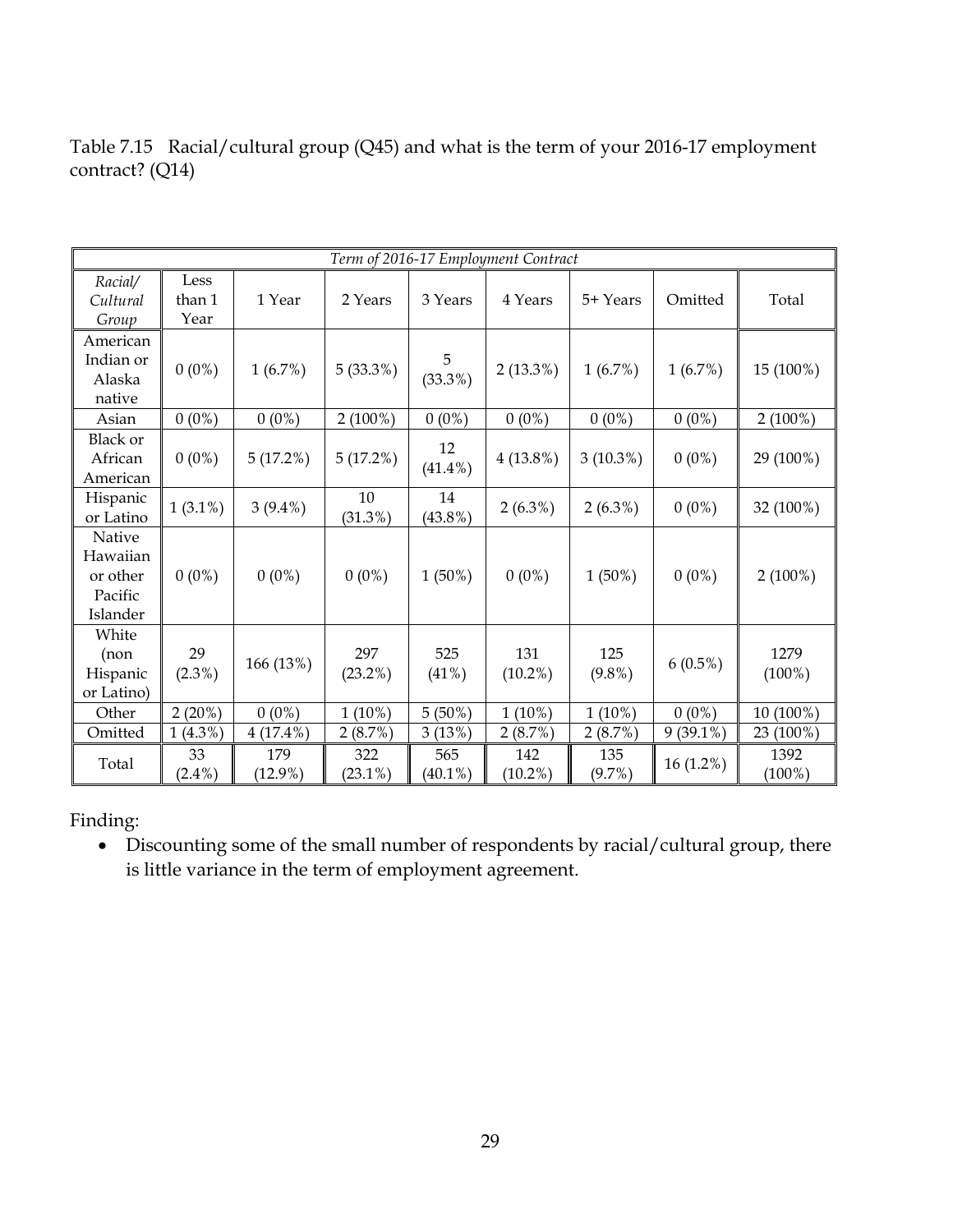Table 7.15 Racial/cultural group (Q45) and what is the term of your 2016-17 employment contract? (Q14)

| *Term of 2016-17 Employment Contract* | | | | | | | | |
|---|---|---|---|---|---|---|---|---|
| *Racial/ Cultural Group* | Less than 1 Year | 1 Year | 2 Years | 3 Years | 4 Years | 5+ Years | Omitted | Total |
| American Indian or Alaska native | 0 (0%) | 1 (6.7%) | 5 (33.3%) | 5 (33.3%) | 2 (13.3%) | 1 (6.7%) | 1 (6.7%) | 15 (100%) |
| Asian | 0 (0%) | 0 (0%) | 2 (100%) | 0 (0%) | 0 (0%) | 0 (0%) | 0 (0%) | 2 (100%) |
| Black or African American | 0 (0%) | 5 (17.2%) | 5 (17.2%) | 12 (41.4%) | 4 (13.8%) | 3 (10.3%) | 0 (0%) | 29 (100%) |
| Hispanic or Latino | 1 (3.1%) | 3 (9.4%) | 10 (31.3%) | 14 (43.8%) | 2 (6.3%) | 2 (6.3%) | 0 (0%) | 32 (100%) |
| Native Hawaiian or other Pacific Islander | 0 (0%) | 0 (0%) | 0 (0%) | 1 (50%) | 0 (0%) | 1 (50%) | 0 (0%) | 2 (100%) |
| White (non Hispanic or Latino) | 29 (2.3%) | 166 (13%) | 297 (23.2%) | 525 (41%) | 131 (10.2%) | 125 (9.8%) | 6 (0.5%) | 1279 (100%) |
| Other | 2 (20%) | 0 (0%) | 1 (10%) | 5 (50%) | 1 (10%) | 1 (10%) | 0 (0%) | 10 (100%) |
| Omitted | 1 (4.3%) | 4 (17.4%) | 2 (8.7%) | 3 (13%) | 2 (8.7%) | 2 (8.7%) | 9 (39.1%) | 23 (100%) |
| Total | 33 (2.4%) | 179 (12.9%) | 322 (23.1%) | 565 (40.1%) | 142 (10.2%) | 135 (9.7%) | 16 (1.2%) | 1392 (100%) |

Finding:

- Discounting some of the small number of respondents by racial/cultural group, there is little variance in the term of employment agreement.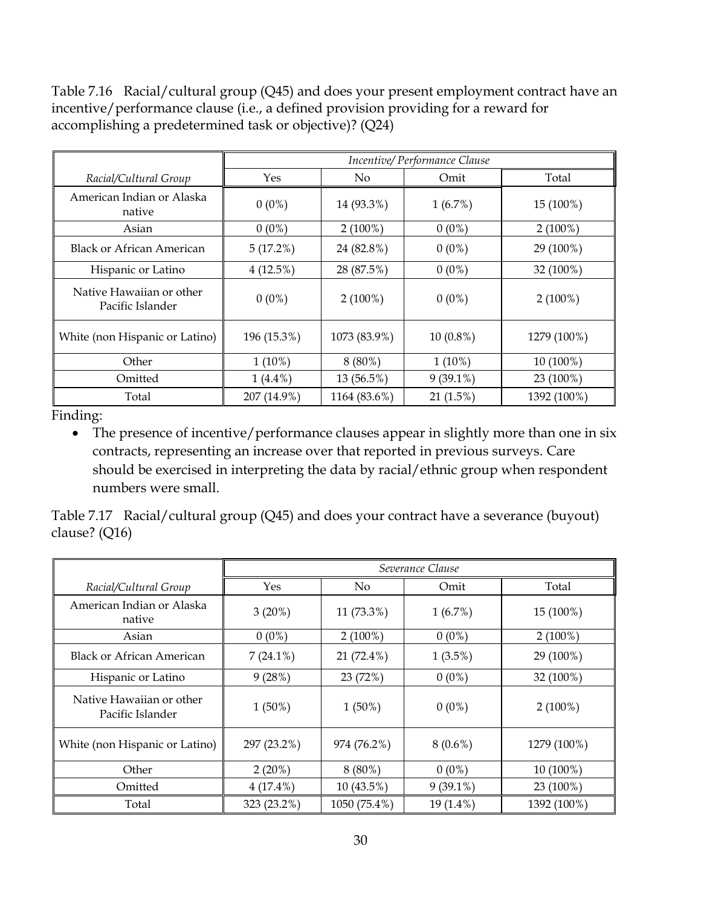Table 7.16 Racial/cultural group (Q45) and does your present employment contract have an incentive/performance clause (i.e., a defined provision providing for a reward for accomplishing a predetermined task or objective)? (Q24)

| | *Incentive/ Performance Clause* | | | |
|---|---|---|---|---|
| *Racial/Cultural Group* | Yes | No | Omit | Total |
| American Indian or Alaska native | 0 (0%) | 14 (93.3%) | 1 (6.7%) | 15 (100%) |
| Asian | 0 (0%) | 2 (100%) | 0 (0%) | 2 (100%) |
| Black or African American | 5 (17.2%) | 24 (82.8%) | 0 (0%) | 29 (100%) |
| Hispanic or Latino | 4 (12.5%) | 28 (87.5%) | 0 (0%) | 32 (100%) |
| Native Hawaiian or other Pacific Islander | 0 (0%) | 2 (100%) | 0 (0%) | 2 (100%) |
| White (non Hispanic or Latino) | 196 (15.3%) | 1073 (83.9%) | 10 (0.8%) | 1279 (100%) |
| Other | 1 (10%) | 8 (80%) | 1 (10%) | 10 (100%) |
| Omitted | 1 (4.4%) | 13 (56.5%) | 9 (39.1%) | 23 (100%) |
| Total | 207 (14.9%) | 1164 (83.6%) | 21 (1.5%) | 1392 (100%) |

Finding:

- The presence of incentive/performance clauses appear in slightly more than one in six contracts, representing an increase over that reported in previous surveys. Care should be exercised in interpreting the data by racial/ethnic group when respondent numbers were small.

Table 7.17 Racial/cultural group (Q45) and does your contract have a severance (buyout) clause? (Q16)

| | *Severance Clause* | | | |
|---|---|---|---|---|
| *Racial/Cultural Group* | Yes | No | Omit | Total |
| American Indian or Alaska native | 3 (20%) | 11 (73.3%) | 1 (6.7%) | 15 (100%) |
| Asian | 0 (0%) | 2 (100%) | 0 (0%) | 2 (100%) |
| Black or African American | 7 (24.1%) | 21 (72.4%) | 1 (3.5%) | 29 (100%) |
| Hispanic or Latino | 9 (28%) | 23 (72%) | 0 (0%) | 32 (100%) |
| Native Hawaiian or other Pacific Islander | 1 (50%) | 1 (50%) | 0 (0%) | 2 (100%) |
| White (non Hispanic or Latino) | 297 (23.2%) | 974 (76.2%) | 8 (0.6%) | 1279 (100%) |
| Other | 2 (20%) | 8 (80%) | 0 (0%) | 10 (100%) |
| Omitted | 4 (17.4%) | 10 (43.5%) | 9 (39.1%) | 23 (100%) |
| Total | 323 (23.2%) | 1050 (75.4%) | 19 (1.4%) | 1392 (100%) |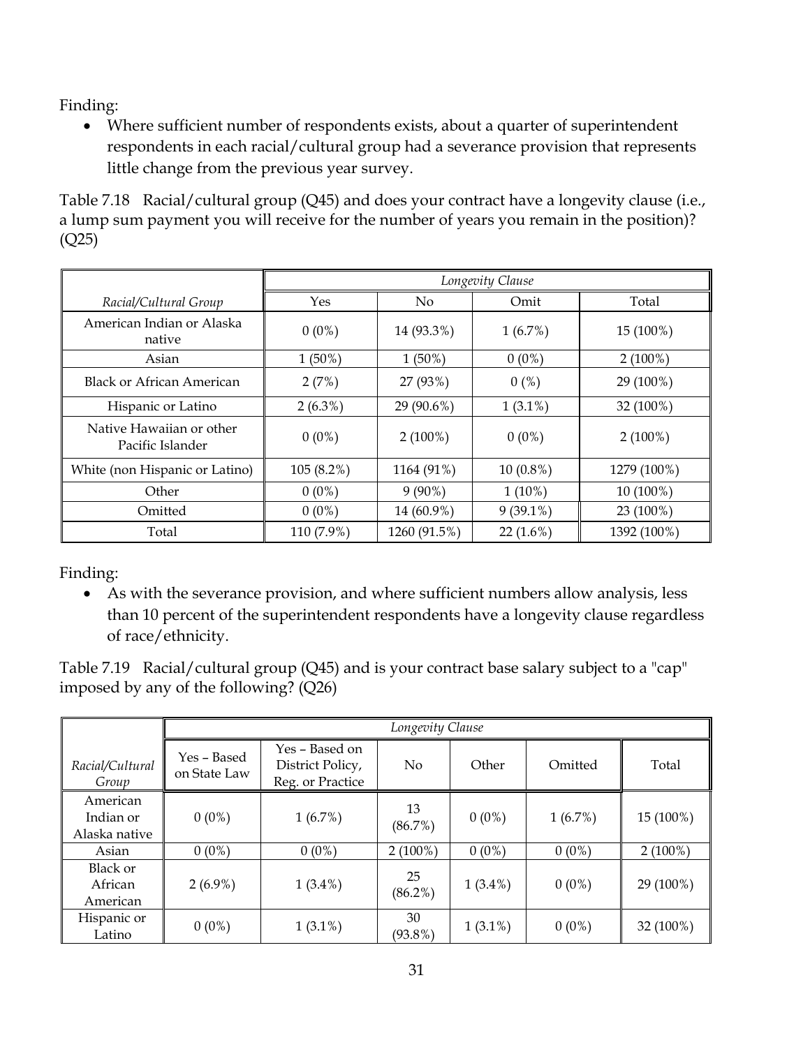Finding:

- Where sufficient number of respondents exists, about a quarter of superintendent respondents in each racial/cultural group had a severance provision that represents little change from the previous year survey.

Table 7.18 Racial/cultural group (Q45) and does your contract have a longevity clause (i.e., a lump sum payment you will receive for the number of years you remain in the position)? (Q25)

| | *Longevity Clause* | | | |
|---|---|---|---|---|
| *Racial/Cultural Group* | Yes | No | Omit | Total |
| American Indian or Alaska native | 0 (0%) | 14 (93.3%) | 1 (6.7%) | 15 (100%) |
| Asian | 1 (50%) | 1 (50%) | 0 (0%) | 2 (100%) |
| Black or African American | 2 (7%) | 27 (93%) | 0 (%) | 29 (100%) |
| Hispanic or Latino | 2 (6.3%) | 29 (90.6%) | 1 (3.1%) | 32 (100%) |
| Native Hawaiian or other Pacific Islander | 0 (0%) | 2 (100%) | 0 (0%) | 2 (100%) |
| White (non Hispanic or Latino) | 105 (8.2%) | 1164 (91%) | 10 (0.8%) | 1279 (100%) |
| Other | 0 (0%) | 9 (90%) | 1 (10%) | 10 (100%) |
| Omitted | 0 (0%) | 14 (60.9%) | 9 (39.1%) | 23 (100%) |
| Total | 110 (7.9%) | 1260 (91.5%) | 22 (1.6%) | 1392 (100%) |

Finding:

- As with the severance provision, and where sufficient numbers allow analysis, less than 10 percent of the superintendent respondents have a longevity clause regardless of race/ethnicity.

Table 7.19 Racial/cultural group (Q45) and is your contract base salary subject to a "cap" imposed by any of the following? (Q26)

| | *Longevity Clause* | | | | | |
|---|---|---|---|---|---|---|
| *Racial/Cultural Group* | Yes – Based on State Law | Yes – Based on District Policy, Reg. or Practice | No | Other | Omitted | Total |
| American Indian or Alaska native | 0 (0%) | 1 (6.7%) | 13 (86.7%) | 0 (0%) | 1 (6.7%) | 15 (100%) |
| Asian | 0 (0%) | 0 (0%) | 2 (100%) | 0 (0%) | 0 (0%) | 2 (100%) |
| Black or African American | 2 (6.9%) | 1 (3.4%) | 25 (86.2%) | 1 (3.4%) | 0 (0%) | 29 (100%) |
| Hispanic or Latino | 0 (0%) | 1 (3.1%) | 30 (93.8%) | 1 (3.1%) | 0 (0%) | 32 (100%) |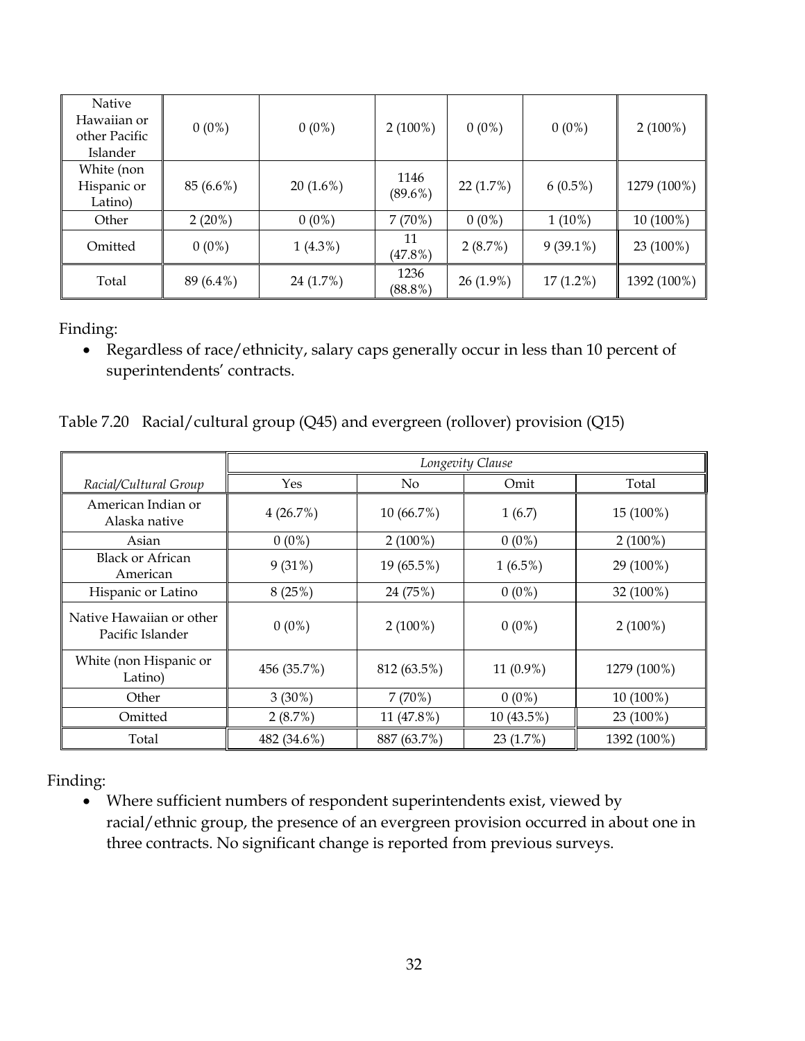| | | | | | | |
|---|---|---|---|---|---|---|
| Native Hawaiian or other Pacific Islander | 0 (0%) | 0 (0%) | 2 (100%) | 0 (0%) | 0 (0%) | 2 (100%) |
| White (non Hispanic or Latino) | 85 (6.6%) | 20 (1.6%) | 1146 (89.6%) | 22 (1.7%) | 6 (0.5%) | 1279 (100%) |
| Other | 2 (20%) | 0 (0%) | 7 (70%) | 0 (0%) | 1 (10%) | 10 (100%) |
| Omitted | 0 (0%) | 1 (4.3%) | 11 (47.8%) | 2 (8.7%) | 9 (39.1%) | 23 (100%) |
| Total | 89 (6.4%) | 24 (1.7%) | 1236 (88.8%) | 26 (1.9%) | 17 (1.2%) | 1392 (100%) |

Finding:

- Regardless of race/ethnicity, salary caps generally occur in less than 10 percent of superintendents' contracts.

Table 7.20 Racial/cultural group (Q45) and evergreen (rollover) provision (Q15)

| | *Longevity Clause* | | | |
|---|---|---|---|---|
| *Racial/Cultural Group* | Yes | No | Omit | Total |
| American Indian or Alaska native | 4 (26.7%) | 10 (66.7%) | 1 (6.7) | 15 (100%) |
| Asian | 0 (0%) | 2 (100%) | 0 (0%) | 2 (100%) |
| Black or African American | 9 (31%) | 19 (65.5%) | 1 (6.5%) | 29 (100%) |
| Hispanic or Latino | 8 (25%) | 24 (75%) | 0 (0%) | 32 (100%) |
| Native Hawaiian or other Pacific Islander | 0 (0%) | 2 (100%) | 0 (0%) | 2 (100%) |
| White (non Hispanic or Latino) | 456 (35.7%) | 812 (63.5%) | 11 (0.9%) | 1279 (100%) |
| Other | 3 (30%) | 7 (70%) | 0 (0%) | 10 (100%) |
| Omitted | 2 (8.7%) | 11 (47.8%) | 10 (43.5%) | 23 (100%) |
| Total | 482 (34.6%) | 887 (63.7%) | 23 (1.7%) | 1392 (100%) |

Finding:

- Where sufficient numbers of respondent superintendents exist, viewed by racial/ethnic group, the presence of an evergreen provision occurred in about one in three contracts. No significant change is reported from previous surveys.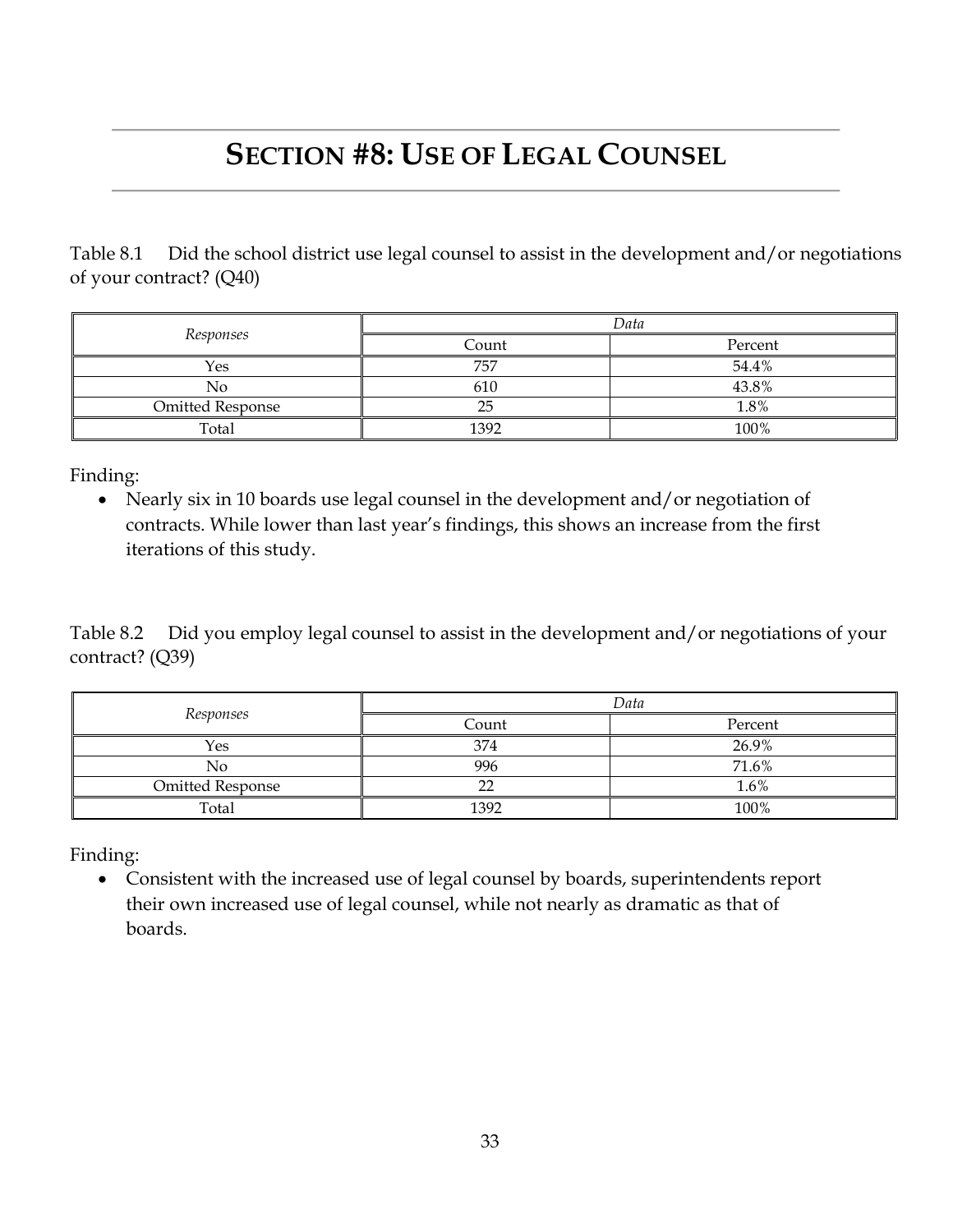# SECTION #8: USE OF LEGAL COUNSEL

Table 8.1 Did the school district use legal counsel to assist in the development and/or negotiations of your contract? (Q40)

| *Responses* | *Data* | |
|---|---|---|
| | Count | Percent |
| Yes | 757 | 54.4% |
| No | 610 | 43.8% |
| Omitted Response | 25 | 1.8% |
| Total | 1392 | 100% |

Finding:

- Nearly six in 10 boards use legal counsel in the development and/or negotiation of contracts. While lower than last year's findings, this shows an increase from the first iterations of this study.

Table 8.2 Did you employ legal counsel to assist in the development and/or negotiations of your contract? (Q39)

| *Responses* | *Data* | |
|---|---|---|
| | Count | Percent |
| Yes | 374 | 26.9% |
| No | 996 | 71.6% |
| Omitted Response | 22 | 1.6% |
| Total | 1392 | 100% |

Finding:

- Consistent with the increased use of legal counsel by boards, superintendents report their own increased use of legal counsel, while not nearly as dramatic as that of boards.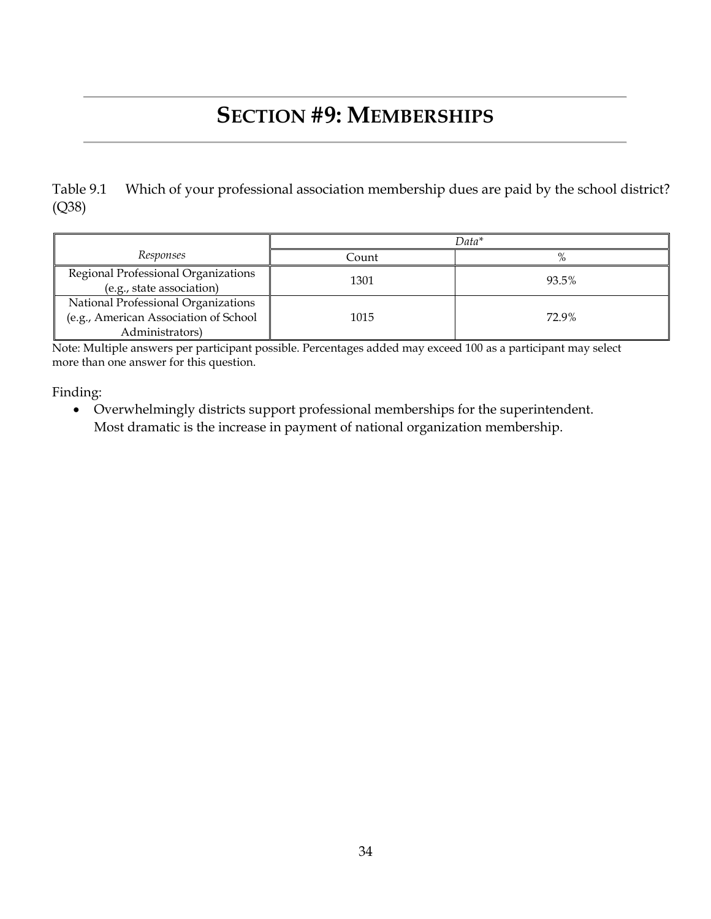# SECTION #9: MEMBERSHIPS

Table 9.1 Which of your professional association membership dues are paid by the school district? (Q38)

| *Responses* | *Data\** | |
|---|---|---|
| | Count | % |
| Regional Professional Organizations (e.g., state association) | 1301 | 93.5% |
| National Professional Organizations (e.g., American Association of School Administrators) | 1015 | 72.9% |

Note: Multiple answers per participant possible. Percentages added may exceed 100 as a participant may select more than one answer for this question.

Finding:

- Overwhelmingly districts support professional memberships for the superintendent. Most dramatic is the increase in payment of national organization membership.